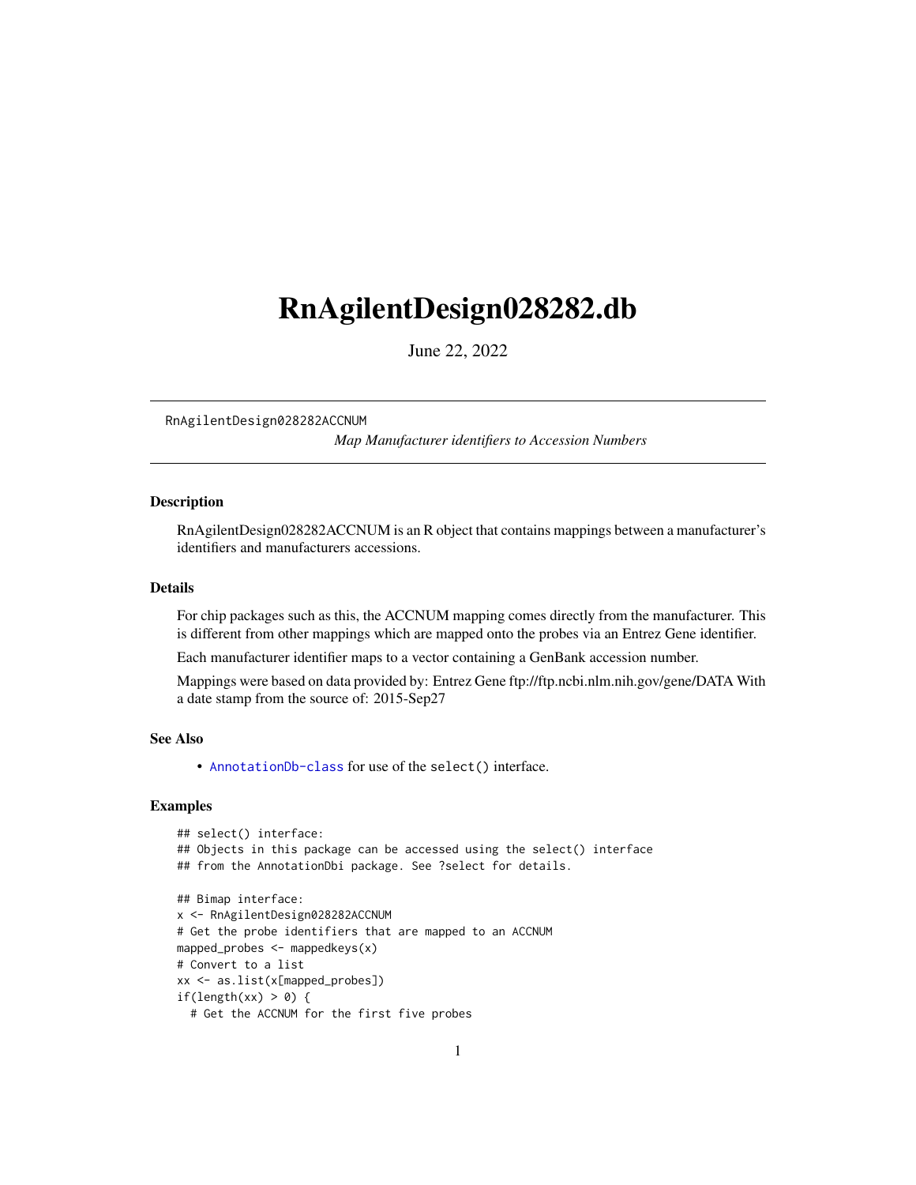# RnAgilentDesign028282.db

June 22, 2022

---

RnAgilentDesign028282ACCNUM &nbsp;&nbsp;&nbsp;&nbsp; *Map Manufacturer identifiers to Accession Numbers*

---

## Description

RnAgilentDesign028282ACCNUM is an R object that contains mappings between a manufacturer's identifiers and manufacturers accessions.

## Details

For chip packages such as this, the ACCNUM mapping comes directly from the manufacturer. This is different from other mappings which are mapped onto the probes via an Entrez Gene identifier.

Each manufacturer identifier maps to a vector containing a GenBank accession number.

Mappings were based on data provided by: Entrez Gene ftp://ftp.ncbi.nlm.nih.gov/gene/DATA With a date stamp from the source of: 2015-Sep27

## See Also

- AnnotationDb-class for use of the select() interface.

## Examples

```
## select() interface:
## Objects in this package can be accessed using the select() interface
## from the AnnotationDbi package. See ?select for details.

## Bimap interface:
x <- RnAgilentDesign028282ACCNUM
# Get the probe identifiers that are mapped to an ACCNUM
mapped_probes <- mappedkeys(x)
# Convert to a list
xx <- as.list(x[mapped_probes])
if(length(xx) > 0) {
  # Get the ACCNUM for the first five probes
```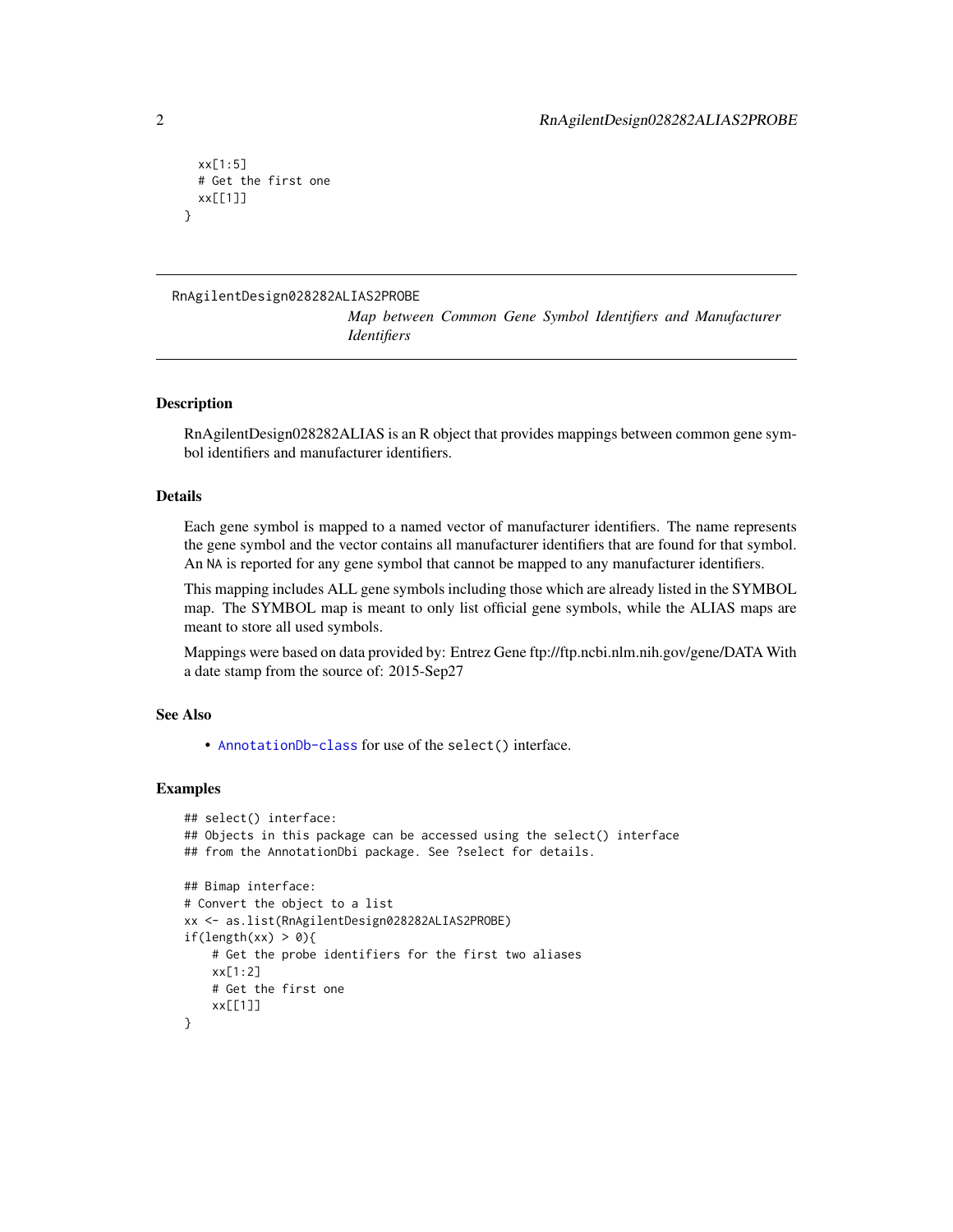```
  xx[1:5]
  # Get the first one
  xx[[1]]
}
```

## RnAgilentDesign028282ALIAS2PROBE

*Map between Common Gene Symbol Identifiers and Manufacturer Identifiers*

### Description

RnAgilentDesign028282ALIAS is an R object that provides mappings between common gene symbol identifiers and manufacturer identifiers.

### Details

Each gene symbol is mapped to a named vector of manufacturer identifiers. The name represents the gene symbol and the vector contains all manufacturer identifiers that are found for that symbol. An NA is reported for any gene symbol that cannot be mapped to any manufacturer identifiers.

This mapping includes ALL gene symbols including those which are already listed in the SYMBOL map. The SYMBOL map is meant to only list official gene symbols, while the ALIAS maps are meant to store all used symbols.

Mappings were based on data provided by: Entrez Gene ftp://ftp.ncbi.nlm.nih.gov/gene/DATA With a date stamp from the source of: 2015-Sep27

### See Also

- AnnotationDb-class for use of the select() interface.

### Examples

```
## select() interface:
## Objects in this package can be accessed using the select() interface
## from the AnnotationDbi package. See ?select for details.

## Bimap interface:
# Convert the object to a list
xx <- as.list(RnAgilentDesign028282ALIAS2PROBE)
if(length(xx) > 0){
    # Get the probe identifiers for the first two aliases
    xx[1:2]
    # Get the first one
    xx[[1]]
}
```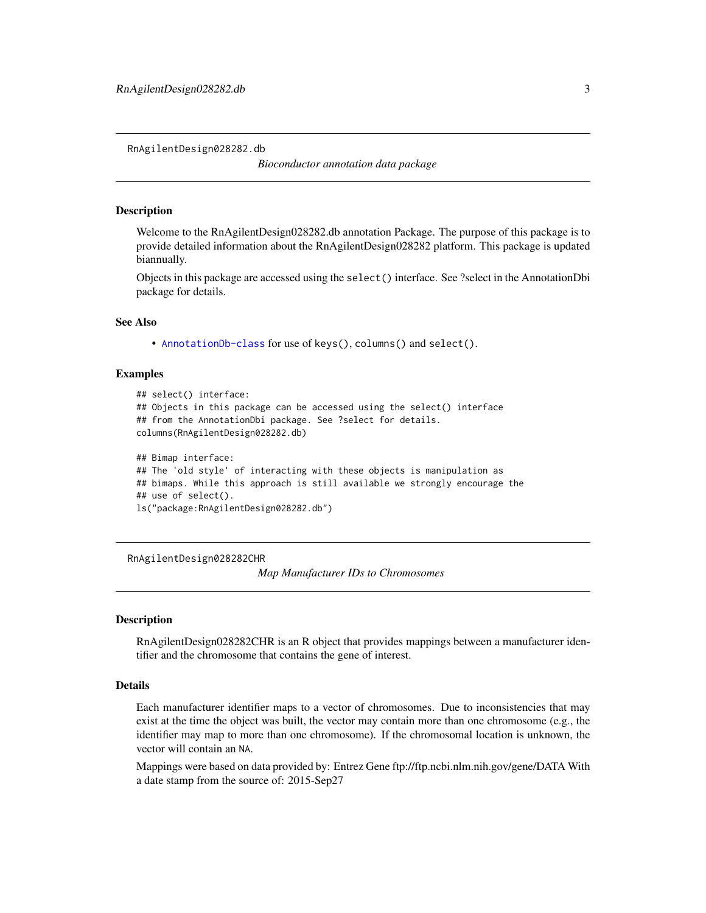RnAgilentDesign028282.db

*Bioconductor annotation data package*

### Description

Welcome to the RnAgilentDesign028282.db annotation Package. The purpose of this package is to provide detailed information about the RnAgilentDesign028282 platform. This package is updated biannually.

Objects in this package are accessed using the `select()` interface. See ?select in the AnnotationDbi package for details.

### See Also

- `AnnotationDb-class` for use of `keys()`, `columns()` and `select()`.

### Examples

```
## select() interface:
## Objects in this package can be accessed using the select() interface
## from the AnnotationDbi package. See ?select for details.
columns(RnAgilentDesign028282.db)

## Bimap interface:
## The 'old style' of interacting with these objects is manipulation as
## bimaps. While this approach is still available we strongly encourage the
## use of select().
ls("package:RnAgilentDesign028282.db")
```

RnAgilentDesign028282CHR

*Map Manufacturer IDs to Chromosomes*

### Description

RnAgilentDesign028282CHR is an R object that provides mappings between a manufacturer identifier and the chromosome that contains the gene of interest.

### Details

Each manufacturer identifier maps to a vector of chromosomes. Due to inconsistencies that may exist at the time the object was built, the vector may contain more than one chromosome (e.g., the identifier may map to more than one chromosome). If the chromosomal location is unknown, the vector will contain an `NA`.

Mappings were based on data provided by: Entrez Gene ftp://ftp.ncbi.nlm.nih.gov/gene/DATA With a date stamp from the source of: 2015-Sep27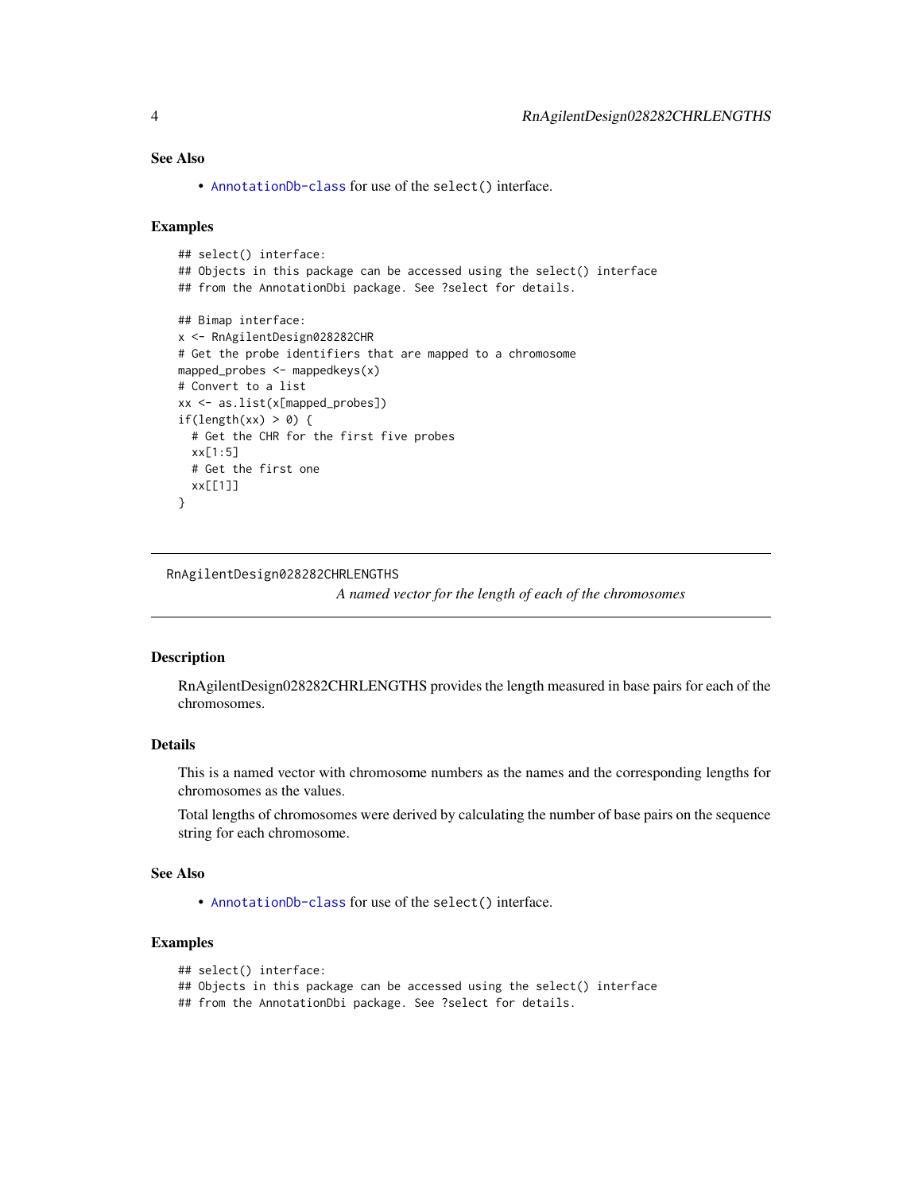## See Also

- AnnotationDb-class for use of the select() interface.

## Examples

```
## select() interface:
## Objects in this package can be accessed using the select() interface
## from the AnnotationDbi package. See ?select for details.

## Bimap interface:
x <- RnAgilentDesign028282CHR
# Get the probe identifiers that are mapped to a chromosome
mapped_probes <- mappedkeys(x)
# Convert to a list
xx <- as.list(x[mapped_probes])
if(length(xx) > 0) {
  # Get the CHR for the first five probes
  xx[1:5]
  # Get the first one
  xx[[1]]
}
```

---

# RnAgilentDesign028282CHRLENGTHS

*A named vector for the length of each of the chromosomes*

## Description

RnAgilentDesign028282CHRLENGTHS provides the length measured in base pairs for each of the chromosomes.

## Details

This is a named vector with chromosome numbers as the names and the corresponding lengths for chromosomes as the values.

Total lengths of chromosomes were derived by calculating the number of base pairs on the sequence string for each chromosome.

## See Also

- AnnotationDb-class for use of the select() interface.

## Examples

```
## select() interface:
## Objects in this package can be accessed using the select() interface
## from the AnnotationDbi package. See ?select for details.
```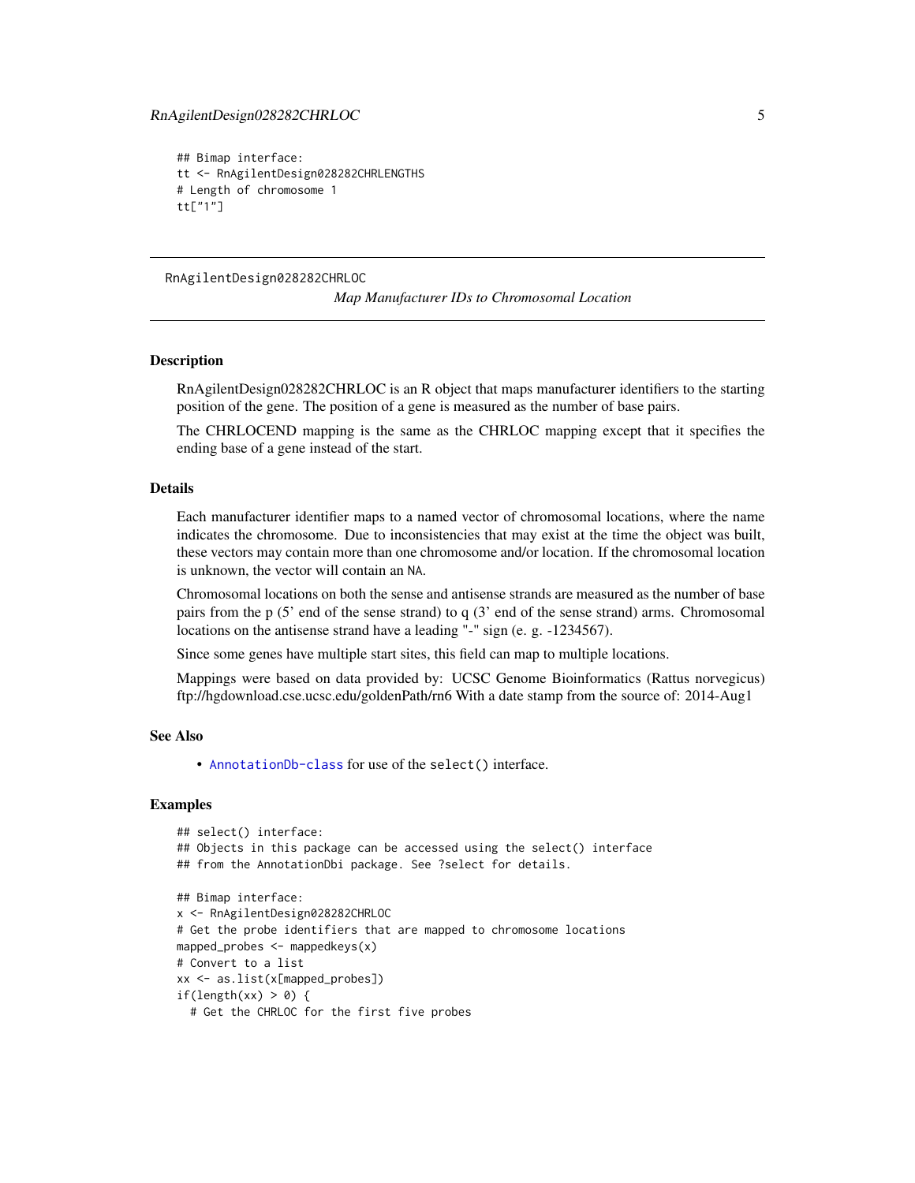```
## Bimap interface:
tt <- RnAgilentDesign028282CHRLENGTHS
# Length of chromosome 1
tt["1"]
```

---

RnAgilentDesign028282CHRLOC

*Map Manufacturer IDs to Chromosomal Location*

---

## Description

RnAgilentDesign028282CHRLOC is an R object that maps manufacturer identifiers to the starting position of the gene. The position of a gene is measured as the number of base pairs.

The CHRLOCEND mapping is the same as the CHRLOC mapping except that it specifies the ending base of a gene instead of the start.

## Details

Each manufacturer identifier maps to a named vector of chromosomal locations, where the name indicates the chromosome. Due to inconsistencies that may exist at the time the object was built, these vectors may contain more than one chromosome and/or location. If the chromosomal location is unknown, the vector will contain an NA.

Chromosomal locations on both the sense and antisense strands are measured as the number of base pairs from the p (5' end of the sense strand) to q (3' end of the sense strand) arms. Chromosomal locations on the antisense strand have a leading "-" sign (e. g. -1234567).

Since some genes have multiple start sites, this field can map to multiple locations.

Mappings were based on data provided by: UCSC Genome Bioinformatics (Rattus norvegicus) ftp://hgdownload.cse.ucsc.edu/goldenPath/rn6 With a date stamp from the source of: 2014-Aug1

## See Also

- AnnotationDb-class for use of the select() interface.

## Examples

```
## select() interface:
## Objects in this package can be accessed using the select() interface
## from the AnnotationDbi package. See ?select for details.

## Bimap interface:
x <- RnAgilentDesign028282CHRLOC
# Get the probe identifiers that are mapped to chromosome locations
mapped_probes <- mappedkeys(x)
# Convert to a list
xx <- as.list(x[mapped_probes])
if(length(xx) > 0) {
  # Get the CHRLOC for the first five probes
```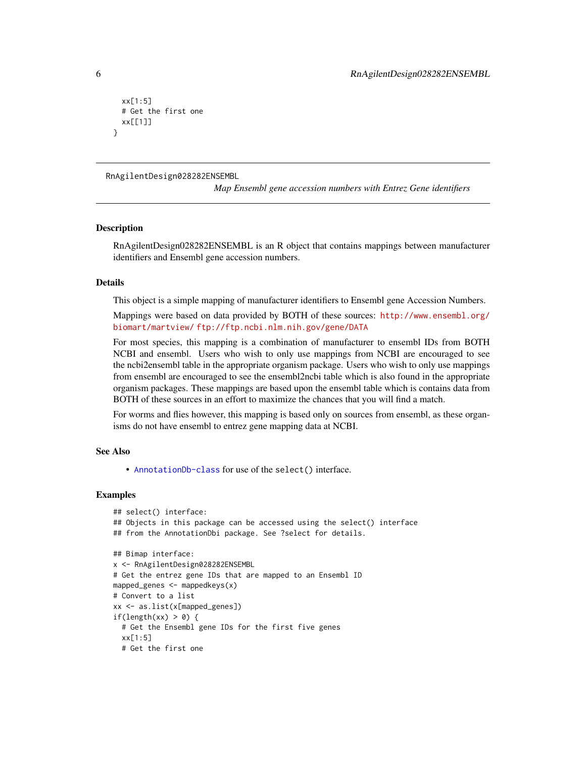```
  xx[1:5]
  # Get the first one
  xx[[1]]
}
```

## RnAgilentDesign028282ENSEMBL

*Map Ensembl gene accession numbers with Entrez Gene identifiers*

### Description

RnAgilentDesign028282ENSEMBL is an R object that contains mappings between manufacturer identifiers and Ensembl gene accession numbers.

### Details

This object is a simple mapping of manufacturer identifiers to Ensembl gene Accession Numbers.

Mappings were based on data provided by BOTH of these sources: http://www.ensembl.org/biomart/martview/ ftp://ftp.ncbi.nlm.nih.gov/gene/DATA

For most species, this mapping is a combination of manufacturer to ensembl IDs from BOTH NCBI and ensembl. Users who wish to only use mappings from NCBI are encouraged to see the ncbi2ensembl table in the appropriate organism package. Users who wish to only use mappings from ensembl are encouraged to see the ensembl2ncbi table which is also found in the appropriate organism packages. These mappings are based upon the ensembl table which is contains data from BOTH of these sources in an effort to maximize the chances that you will find a match.

For worms and flies however, this mapping is based only on sources from ensembl, as these organisms do not have ensembl to entrez gene mapping data at NCBI.

### See Also

- AnnotationDb-class for use of the `select()` interface.

### Examples

```
## select() interface:
## Objects in this package can be accessed using the select() interface
## from the AnnotationDbi package. See ?select for details.

## Bimap interface:
x <- RnAgilentDesign028282ENSEMBL
# Get the entrez gene IDs that are mapped to an Ensembl ID
mapped_genes <- mappedkeys(x)
# Convert to a list
xx <- as.list(x[mapped_genes])
if(length(xx) > 0) {
  # Get the Ensembl gene IDs for the first five genes
  xx[1:5]
  # Get the first one
```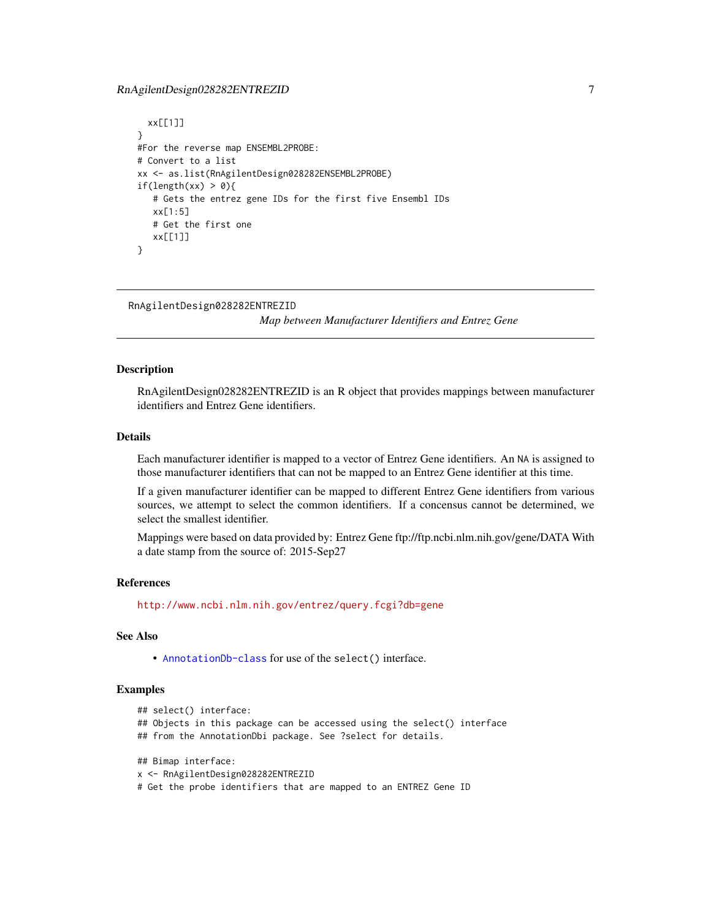```
  xx[[1]]
}
#For the reverse map ENSEMBL2PROBE:
# Convert to a list
xx <- as.list(RnAgilentDesign028282ENSEMBL2PROBE)
if(length(xx) > 0){
   # Gets the entrez gene IDs for the first five Ensembl IDs
   xx[1:5]
   # Get the first one
   xx[[1]]
}
```

---

## RnAgilentDesign028282ENTREZID

*Map between Manufacturer Identifiers and Entrez Gene*

---

### Description

RnAgilentDesign028282ENTREZID is an R object that provides mappings between manufacturer identifiers and Entrez Gene identifiers.

### Details

Each manufacturer identifier is mapped to a vector of Entrez Gene identifiers. An NA is assigned to those manufacturer identifiers that can not be mapped to an Entrez Gene identifier at this time.

If a given manufacturer identifier can be mapped to different Entrez Gene identifiers from various sources, we attempt to select the common identifiers. If a concensus cannot be determined, we select the smallest identifier.

Mappings were based on data provided by: Entrez Gene ftp://ftp.ncbi.nlm.nih.gov/gene/DATA With a date stamp from the source of: 2015-Sep27

### References

http://www.ncbi.nlm.nih.gov/entrez/query.fcgi?db=gene

### See Also

- AnnotationDb-class for use of the select() interface.

### Examples

```
## select() interface:
## Objects in this package can be accessed using the select() interface
## from the AnnotationDbi package. See ?select for details.

## Bimap interface:
x <- RnAgilentDesign028282ENTREZID
# Get the probe identifiers that are mapped to an ENTREZ Gene ID
```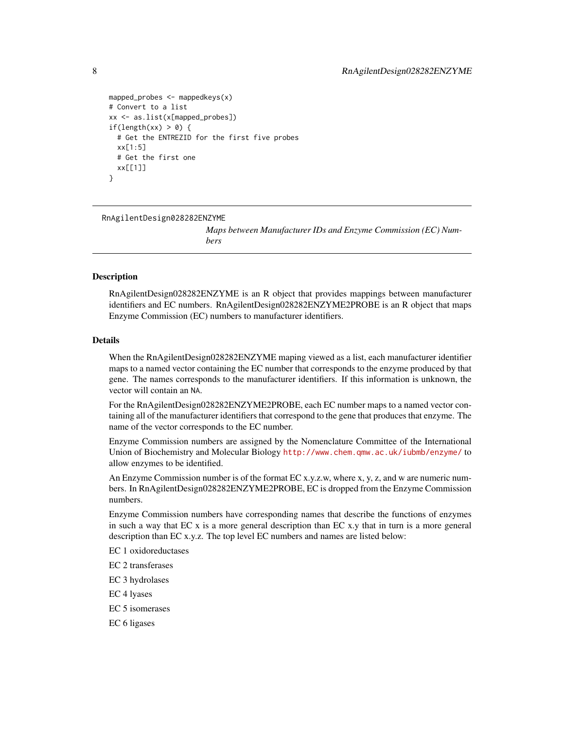```
mapped_probes <- mappedkeys(x)
# Convert to a list
xx <- as.list(x[mapped_probes])
if(length(xx) > 0) {
  # Get the ENTREZID for the first five probes
  xx[1:5]
  # Get the first one
  xx[[1]]
}
```

---

RnAgilentDesign028282ENZYME

*Maps between Manufacturer IDs and Enzyme Commission (EC) Numbers*

---

## Description

RnAgilentDesign028282ENZYME is an R object that provides mappings between manufacturer identifiers and EC numbers. RnAgilentDesign028282ENZYME2PROBE is an R object that maps Enzyme Commission (EC) numbers to manufacturer identifiers.

## Details

When the RnAgilentDesign028282ENZYME maping viewed as a list, each manufacturer identifier maps to a named vector containing the EC number that corresponds to the enzyme produced by that gene. The names corresponds to the manufacturer identifiers. If this information is unknown, the vector will contain an `NA`.

For the RnAgilentDesign028282ENZYME2PROBE, each EC number maps to a named vector containing all of the manufacturer identifiers that correspond to the gene that produces that enzyme. The name of the vector corresponds to the EC number.

Enzyme Commission numbers are assigned by the Nomenclature Committee of the International Union of Biochemistry and Molecular Biology http://www.chem.qmw.ac.uk/iubmb/enzyme/ to allow enzymes to be identified.

An Enzyme Commission number is of the format EC x.y.z.w, where x, y, z, and w are numeric numbers. In RnAgilentDesign028282ENZYME2PROBE, EC is dropped from the Enzyme Commission numbers.

Enzyme Commission numbers have corresponding names that describe the functions of enzymes in such a way that EC x is a more general description than EC x.y that in turn is a more general description than EC x.y.z. The top level EC numbers and names are listed below:

EC 1 oxidoreductases

EC 2 transferases

EC 3 hydrolases

EC 4 lyases

EC 5 isomerases

EC 6 ligases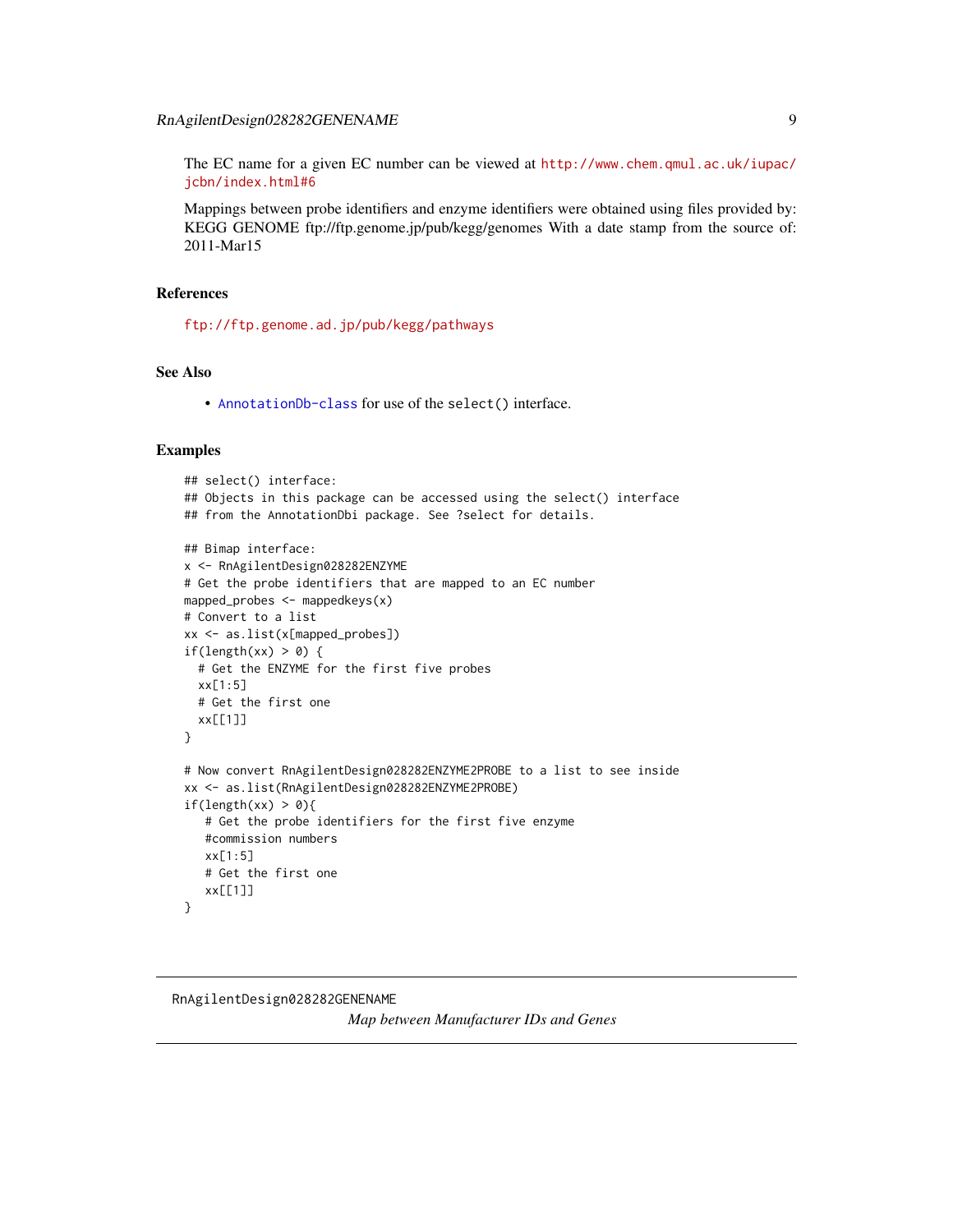The EC name for a given EC number can be viewed at http://www.chem.qmul.ac.uk/iupac/jcbn/index.html#6

Mappings between probe identifiers and enzyme identifiers were obtained using files provided by: KEGG GENOME ftp://ftp.genome.jp/pub/kegg/genomes With a date stamp from the source of: 2011-Mar15

## References

ftp://ftp.genome.ad.jp/pub/kegg/pathways

## See Also

- AnnotationDb-class for use of the `select()` interface.

## Examples

```
## select() interface:
## Objects in this package can be accessed using the select() interface
## from the AnnotationDbi package. See ?select for details.

## Bimap interface:
x <- RnAgilentDesign028282ENZYME
# Get the probe identifiers that are mapped to an EC number
mapped_probes <- mappedkeys(x)
# Convert to a list
xx <- as.list(x[mapped_probes])
if(length(xx) > 0) {
  # Get the ENZYME for the first five probes
  xx[1:5]
  # Get the first one
  xx[[1]]
}

# Now convert RnAgilentDesign028282ENZYME2PROBE to a list to see inside
xx <- as.list(RnAgilentDesign028282ENZYME2PROBE)
if(length(xx) > 0){
   # Get the probe identifiers for the first five enzyme
   #commission numbers
   xx[1:5]
   # Get the first one
   xx[[1]]
}
```

---

# RnAgilentDesign028282GENENAME

*Map between Manufacturer IDs and Genes*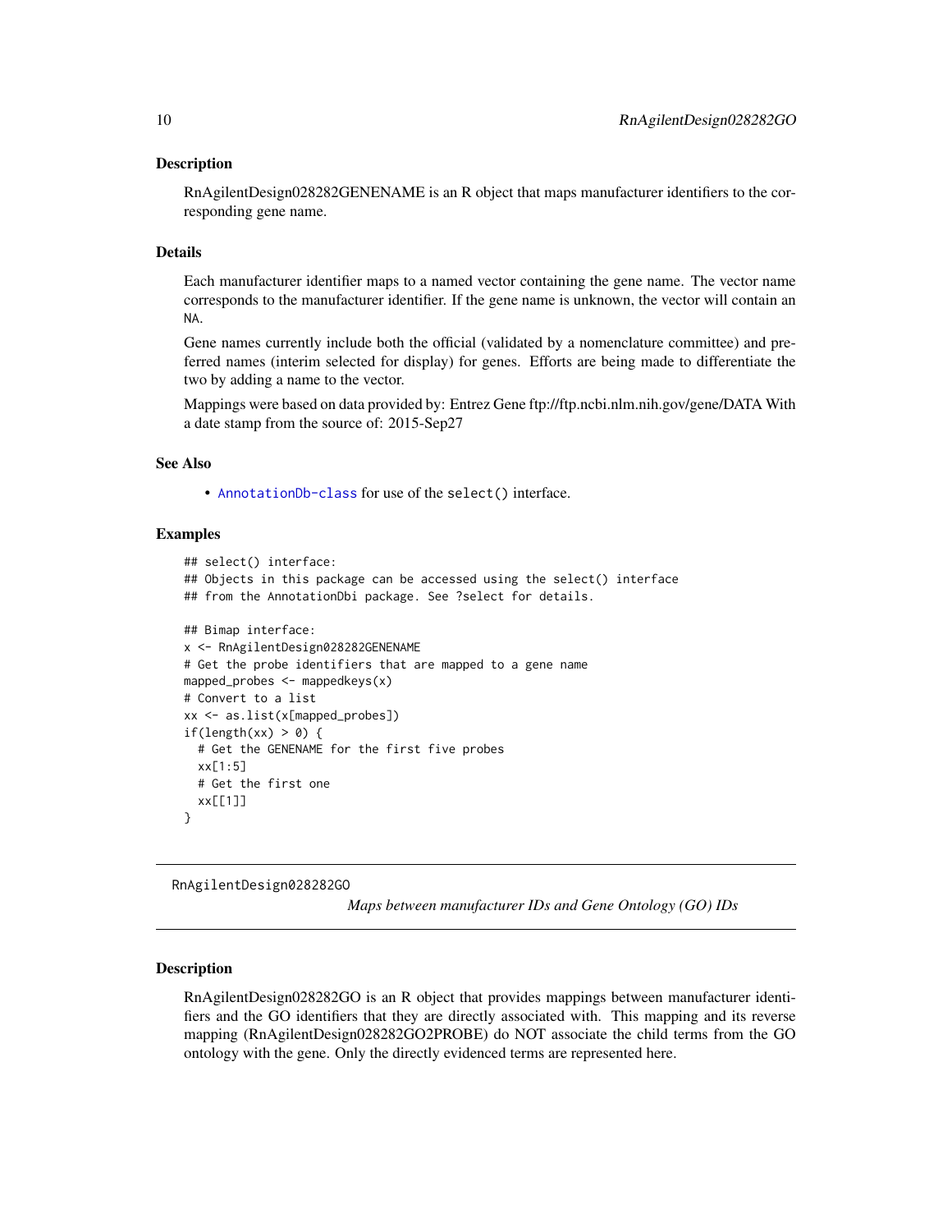### Description

RnAgilentDesign028282GENENAME is an R object that maps manufacturer identifiers to the corresponding gene name.

### Details

Each manufacturer identifier maps to a named vector containing the gene name. The vector name corresponds to the manufacturer identifier. If the gene name is unknown, the vector will contain an NA.

Gene names currently include both the official (validated by a nomenclature committee) and preferred names (interim selected for display) for genes. Efforts are being made to differentiate the two by adding a name to the vector.

Mappings were based on data provided by: Entrez Gene ftp://ftp.ncbi.nlm.nih.gov/gene/DATA With a date stamp from the source of: 2015-Sep27

### See Also

- AnnotationDb-class for use of the select() interface.

### Examples

```
## select() interface:
## Objects in this package can be accessed using the select() interface
## from the AnnotationDbi package. See ?select for details.

## Bimap interface:
x <- RnAgilentDesign028282GENENAME
# Get the probe identifiers that are mapped to a gene name
mapped_probes <- mappedkeys(x)
# Convert to a list
xx <- as.list(x[mapped_probes])
if(length(xx) > 0) {
  # Get the GENENAME for the first five probes
  xx[1:5]
  # Get the first one
  xx[[1]]
}
```

---

## RnAgilentDesign028282GO &nbsp;&nbsp;&nbsp; *Maps between manufacturer IDs and Gene Ontology (GO) IDs*

---

### Description

RnAgilentDesign028282GO is an R object that provides mappings between manufacturer identifiers and the GO identifiers that they are directly associated with. This mapping and its reverse mapping (RnAgilentDesign028282GO2PROBE) do NOT associate the child terms from the GO ontology with the gene. Only the directly evidenced terms are represented here.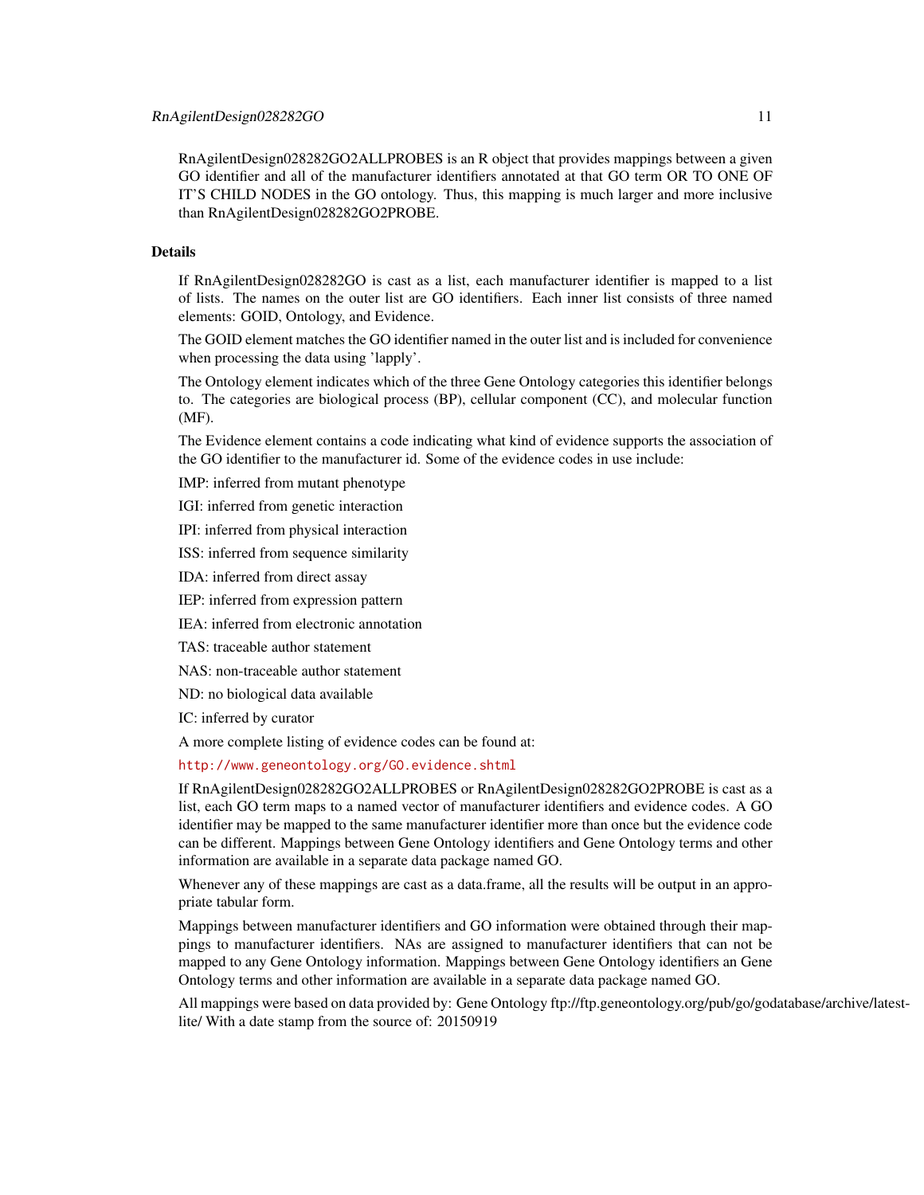RnAgilentDesign028282GO2ALLPROBES is an R object that provides mappings between a given GO identifier and all of the manufacturer identifiers annotated at that GO term OR TO ONE OF IT'S CHILD NODES in the GO ontology. Thus, this mapping is much larger and more inclusive than RnAgilentDesign028282GO2PROBE.

## Details

If RnAgilentDesign028282GO is cast as a list, each manufacturer identifier is mapped to a list of lists. The names on the outer list are GO identifiers. Each inner list consists of three named elements: GOID, Ontology, and Evidence.

The GOID element matches the GO identifier named in the outer list and is included for convenience when processing the data using 'lapply'.

The Ontology element indicates which of the three Gene Ontology categories this identifier belongs to. The categories are biological process (BP), cellular component (CC), and molecular function (MF).

The Evidence element contains a code indicating what kind of evidence supports the association of the GO identifier to the manufacturer id. Some of the evidence codes in use include:

IMP: inferred from mutant phenotype

IGI: inferred from genetic interaction

IPI: inferred from physical interaction

ISS: inferred from sequence similarity

IDA: inferred from direct assay

IEP: inferred from expression pattern

IEA: inferred from electronic annotation

TAS: traceable author statement

NAS: non-traceable author statement

ND: no biological data available

IC: inferred by curator

A more complete listing of evidence codes can be found at:

http://www.geneontology.org/GO.evidence.shtml

If RnAgilentDesign028282GO2ALLPROBES or RnAgilentDesign028282GO2PROBE is cast as a list, each GO term maps to a named vector of manufacturer identifiers and evidence codes. A GO identifier may be mapped to the same manufacturer identifier more than once but the evidence code can be different. Mappings between Gene Ontology identifiers and Gene Ontology terms and other information are available in a separate data package named GO.

Whenever any of these mappings are cast as a data.frame, all the results will be output in an appropriate tabular form.

Mappings between manufacturer identifiers and GO information were obtained through their mappings to manufacturer identifiers. NAs are assigned to manufacturer identifiers that can not be mapped to any Gene Ontology information. Mappings between Gene Ontology identifiers an Gene Ontology terms and other information are available in a separate data package named GO.

All mappings were based on data provided by: Gene Ontology ftp://ftp.geneontology.org/pub/go/godatabase/archive/latest-lite/ With a date stamp from the source of: 20150919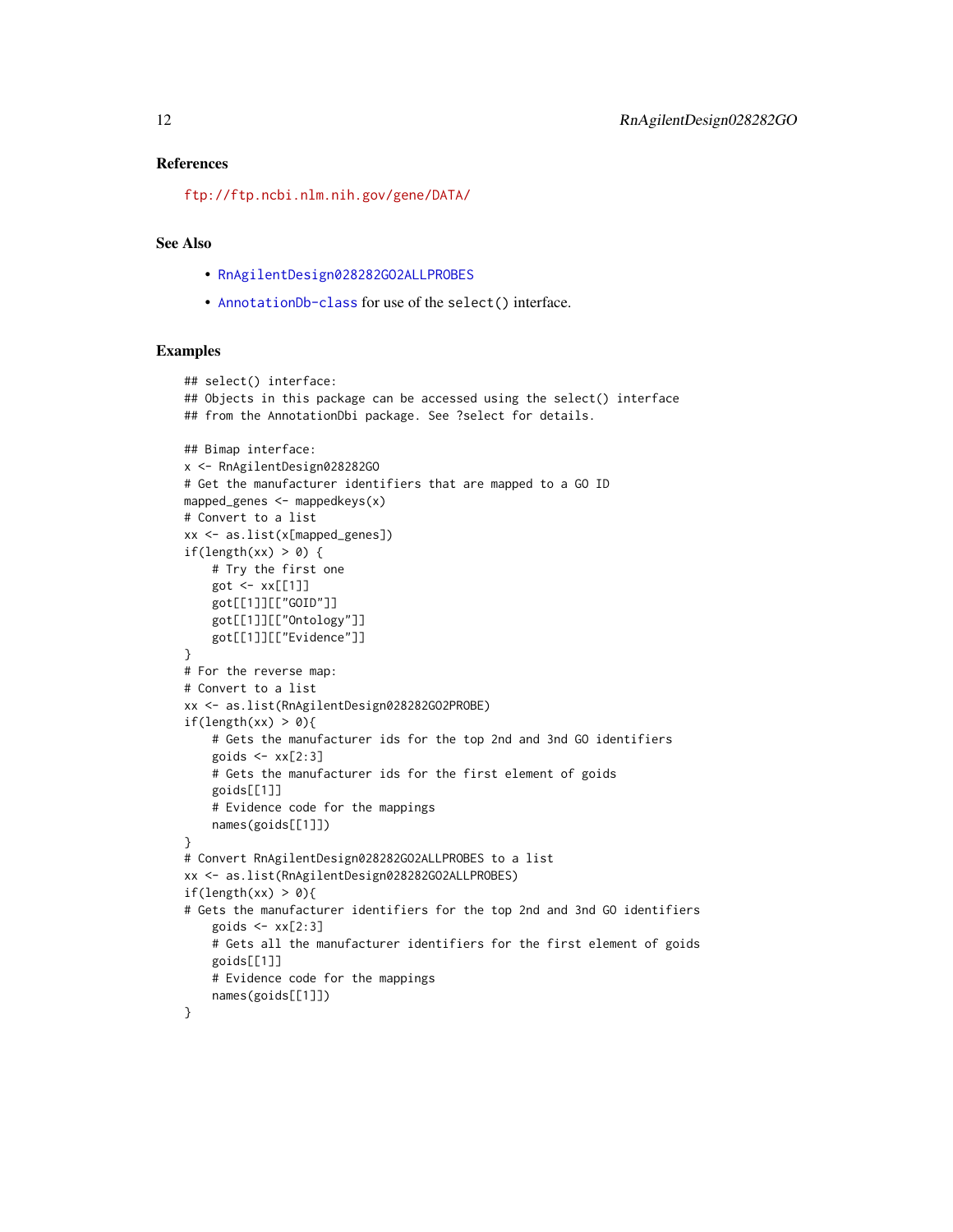## References

ftp://ftp.ncbi.nlm.nih.gov/gene/DATA/

## See Also

- RnAgilentDesign028282GO2ALLPROBES
- AnnotationDb-class for use of the select() interface.

## Examples

```
## select() interface:
## Objects in this package can be accessed using the select() interface
## from the AnnotationDbi package. See ?select for details.

## Bimap interface:
x <- RnAgilentDesign028282GO
# Get the manufacturer identifiers that are mapped to a GO ID
mapped_genes <- mappedkeys(x)
# Convert to a list
xx <- as.list(x[mapped_genes])
if(length(xx) > 0) {
    # Try the first one
    got <- xx[[1]]
    got[[1]][["GOID"]]
    got[[1]][["Ontology"]]
    got[[1]][["Evidence"]]
}
# For the reverse map:
# Convert to a list
xx <- as.list(RnAgilentDesign028282GO2PROBE)
if(length(xx) > 0){
    # Gets the manufacturer ids for the top 2nd and 3nd GO identifiers
    goids <- xx[2:3]
    # Gets the manufacturer ids for the first element of goids
    goids[[1]]
    # Evidence code for the mappings
    names(goids[[1]])
}
# Convert RnAgilentDesign028282GO2ALLPROBES to a list
xx <- as.list(RnAgilentDesign028282GO2ALLPROBES)
if(length(xx) > 0){
# Gets the manufacturer identifiers for the top 2nd and 3nd GO identifiers
    goids <- xx[2:3]
    # Gets all the manufacturer identifiers for the first element of goids
    goids[[1]]
    # Evidence code for the mappings
    names(goids[[1]])
}
```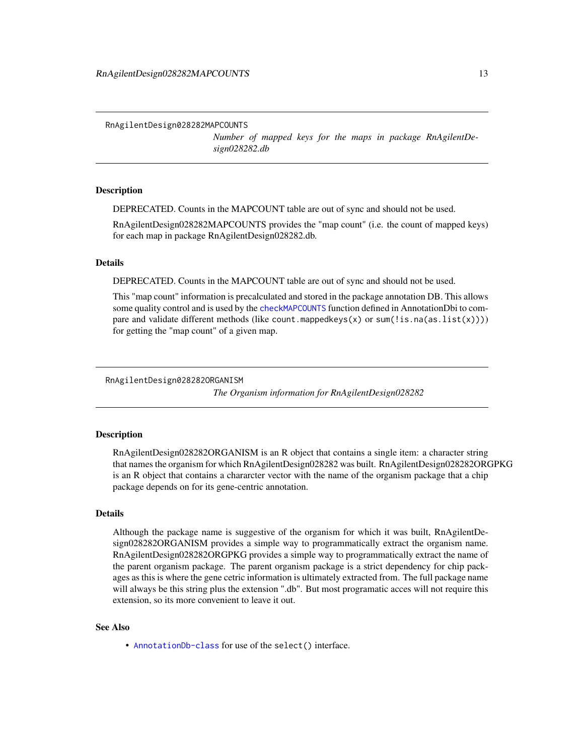## RnAgilentDesign028282MAPCOUNTS

*Number of mapped keys for the maps in package RnAgilentDesign028282.db*

### Description

DEPRECATED. Counts in the MAPCOUNT table are out of sync and should not be used.

RnAgilentDesign028282MAPCOUNTS provides the "map count" (i.e. the count of mapped keys) for each map in package RnAgilentDesign028282.db.

### Details

DEPRECATED. Counts in the MAPCOUNT table are out of sync and should not be used.

This "map count" information is precalculated and stored in the package annotation DB. This allows some quality control and is used by the `checkMAPCOUNTS` function defined in AnnotationDbi to compare and validate different methods (like `count.mappedkeys(x)` or `sum(!is.na(as.list(x)))`) for getting the "map count" of a given map.

## RnAgilentDesign028282ORGANISM

*The Organism information for RnAgilentDesign028282*

### Description

RnAgilentDesign028282ORGANISM is an R object that contains a single item: a character string that names the organism for which RnAgilentDesign028282 was built. RnAgilentDesign028282ORGPKG is an R object that contains a chararcter vector with the name of the organism package that a chip package depends on for its gene-centric annotation.

### Details

Although the package name is suggestive of the organism for which it was built, RnAgilentDesign028282ORGANISM provides a simple way to programmatically extract the organism name. RnAgilentDesign028282ORGPKG provides a simple way to programmatically extract the name of the parent organism package. The parent organism package is a strict dependency for chip packages as this is where the gene cetric information is ultimately extracted from. The full package name will always be this string plus the extension ".db". But most programatic acces will not require this extension, so its more convenient to leave it out.

### See Also

- `AnnotationDb-class` for use of the `select()` interface.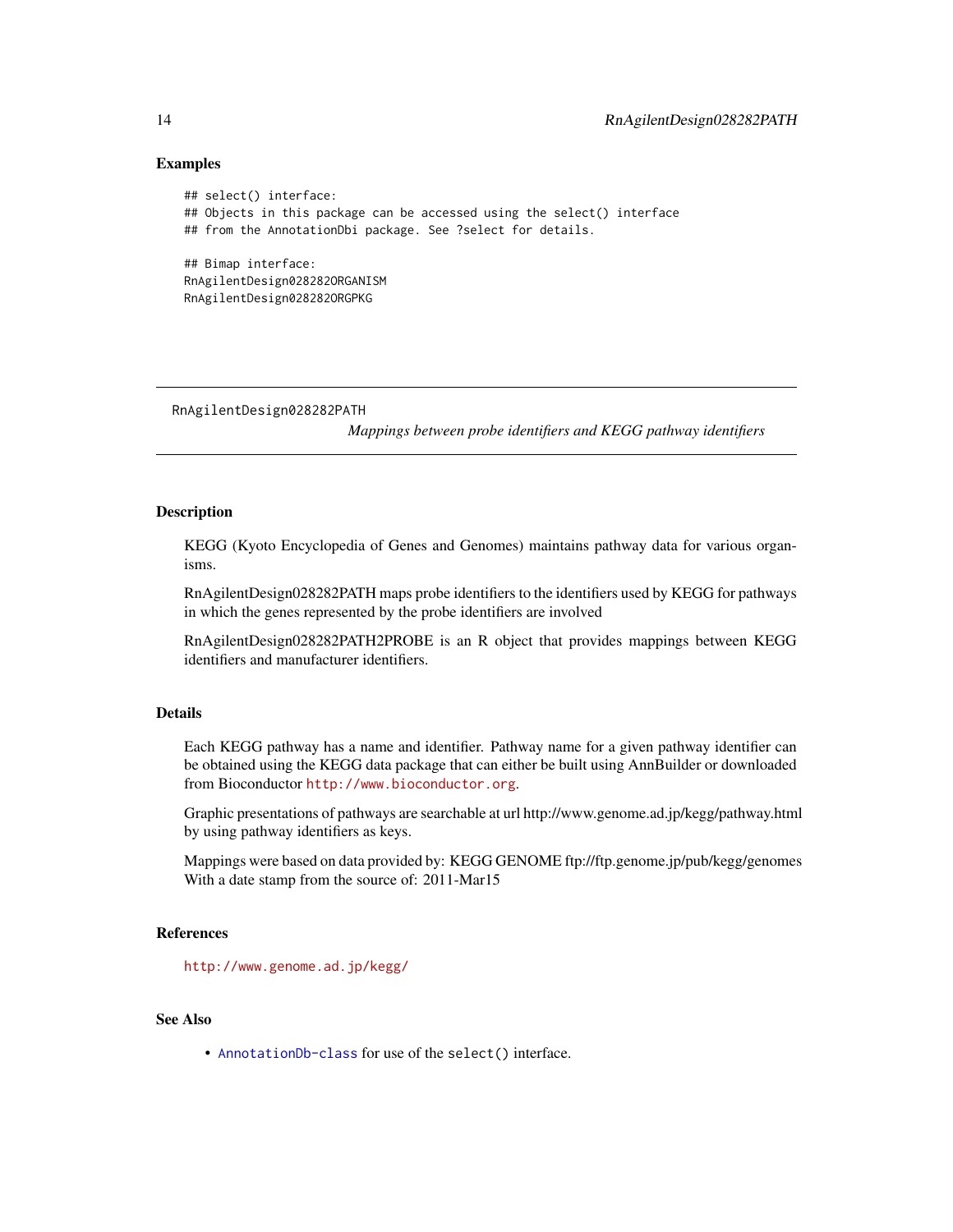## Examples

```
## select() interface:
## Objects in this package can be accessed using the select() interface
## from the AnnotationDbi package. See ?select for details.

## Bimap interface:
RnAgilentDesign028282ORGANISM
RnAgilentDesign028282ORGPKG
```

---

RnAgilentDesign028282PATH    *Mappings between probe identifiers and KEGG pathway identifiers*

---

## Description

KEGG (Kyoto Encyclopedia of Genes and Genomes) maintains pathway data for various organisms.

RnAgilentDesign028282PATH maps probe identifiers to the identifiers used by KEGG for pathways in which the genes represented by the probe identifiers are involved

RnAgilentDesign028282PATH2PROBE is an R object that provides mappings between KEGG identifiers and manufacturer identifiers.

## Details

Each KEGG pathway has a name and identifier. Pathway name for a given pathway identifier can be obtained using the KEGG data package that can either be built using AnnBuilder or downloaded from Bioconductor http://www.bioconductor.org.

Graphic presentations of pathways are searchable at url http://www.genome.ad.jp/kegg/pathway.html by using pathway identifiers as keys.

Mappings were based on data provided by: KEGG GENOME ftp://ftp.genome.jp/pub/kegg/genomes With a date stamp from the source of: 2011-Mar15

## References

http://www.genome.ad.jp/kegg/

## See Also

- AnnotationDb-class for use of the `select()` interface.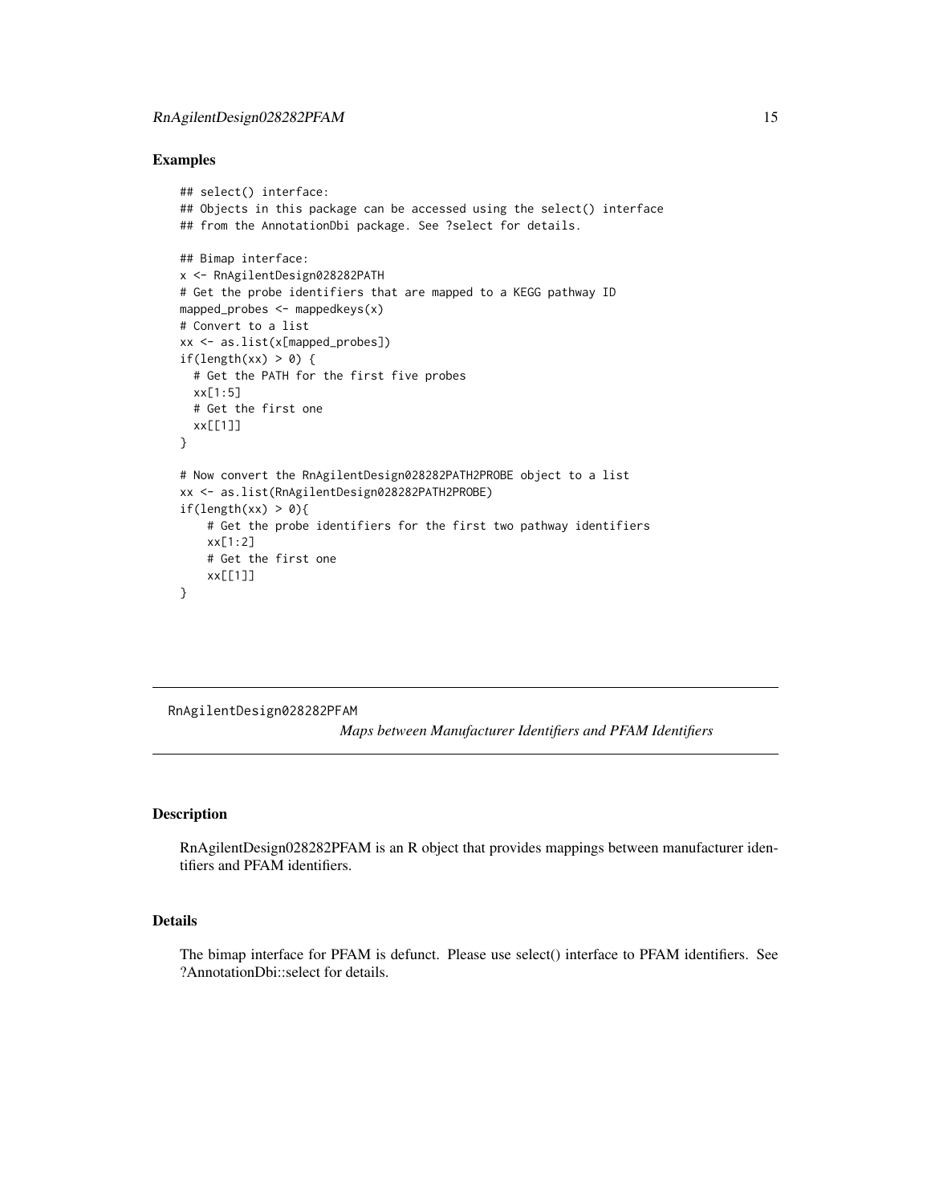### Examples

```
## select() interface:
## Objects in this package can be accessed using the select() interface
## from the AnnotationDbi package. See ?select for details.

## Bimap interface:
x <- RnAgilentDesign028282PATH
# Get the probe identifiers that are mapped to a KEGG pathway ID
mapped_probes <- mappedkeys(x)
# Convert to a list
xx <- as.list(x[mapped_probes])
if(length(xx) > 0) {
  # Get the PATH for the first five probes
  xx[1:5]
  # Get the first one
  xx[[1]]
}

# Now convert the RnAgilentDesign028282PATH2PROBE object to a list
xx <- as.list(RnAgilentDesign028282PATH2PROBE)
if(length(xx) > 0){
    # Get the probe identifiers for the first two pathway identifiers
    xx[1:2]
    # Get the first one
    xx[[1]]
}
```

---

## RnAgilentDesign028282PFAM

*Maps between Manufacturer Identifiers and PFAM Identifiers*

---

### Description

RnAgilentDesign028282PFAM is an R object that provides mappings between manufacturer identifiers and PFAM identifiers.

### Details

The bimap interface for PFAM is defunct. Please use select() interface to PFAM identifiers. See ?AnnotationDbi::select for details.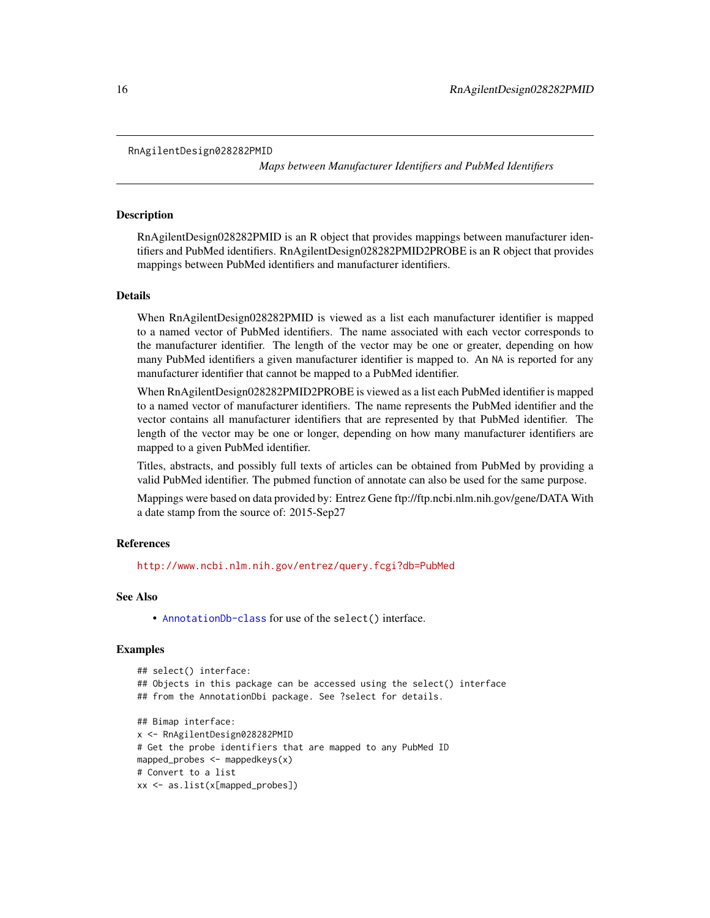RnAgilentDesign028282PMID

*Maps between Manufacturer Identifiers and PubMed Identifiers*

## Description

RnAgilentDesign028282PMID is an R object that provides mappings between manufacturer identifiers and PubMed identifiers. RnAgilentDesign028282PMID2PROBE is an R object that provides mappings between PubMed identifiers and manufacturer identifiers.

## Details

When RnAgilentDesign028282PMID is viewed as a list each manufacturer identifier is mapped to a named vector of PubMed identifiers. The name associated with each vector corresponds to the manufacturer identifier. The length of the vector may be one or greater, depending on how many PubMed identifiers a given manufacturer identifier is mapped to. An `NA` is reported for any manufacturer identifier that cannot be mapped to a PubMed identifier.

When RnAgilentDesign028282PMID2PROBE is viewed as a list each PubMed identifier is mapped to a named vector of manufacturer identifiers. The name represents the PubMed identifier and the vector contains all manufacturer identifiers that are represented by that PubMed identifier. The length of the vector may be one or longer, depending on how many manufacturer identifiers are mapped to a given PubMed identifier.

Titles, abstracts, and possibly full texts of articles can be obtained from PubMed by providing a valid PubMed identifier. The pubmed function of annotate can also be used for the same purpose.

Mappings were based on data provided by: Entrez Gene ftp://ftp.ncbi.nlm.nih.gov/gene/DATA With a date stamp from the source of: 2015-Sep27

## References

http://www.ncbi.nlm.nih.gov/entrez/query.fcgi?db=PubMed

## See Also

- `AnnotationDb-class` for use of the `select()` interface.

## Examples

```
## select() interface:
## Objects in this package can be accessed using the select() interface
## from the AnnotationDbi package. See ?select for details.

## Bimap interface:
x <- RnAgilentDesign028282PMID
# Get the probe identifiers that are mapped to any PubMed ID
mapped_probes <- mappedkeys(x)
# Convert to a list
xx <- as.list(x[mapped_probes])
```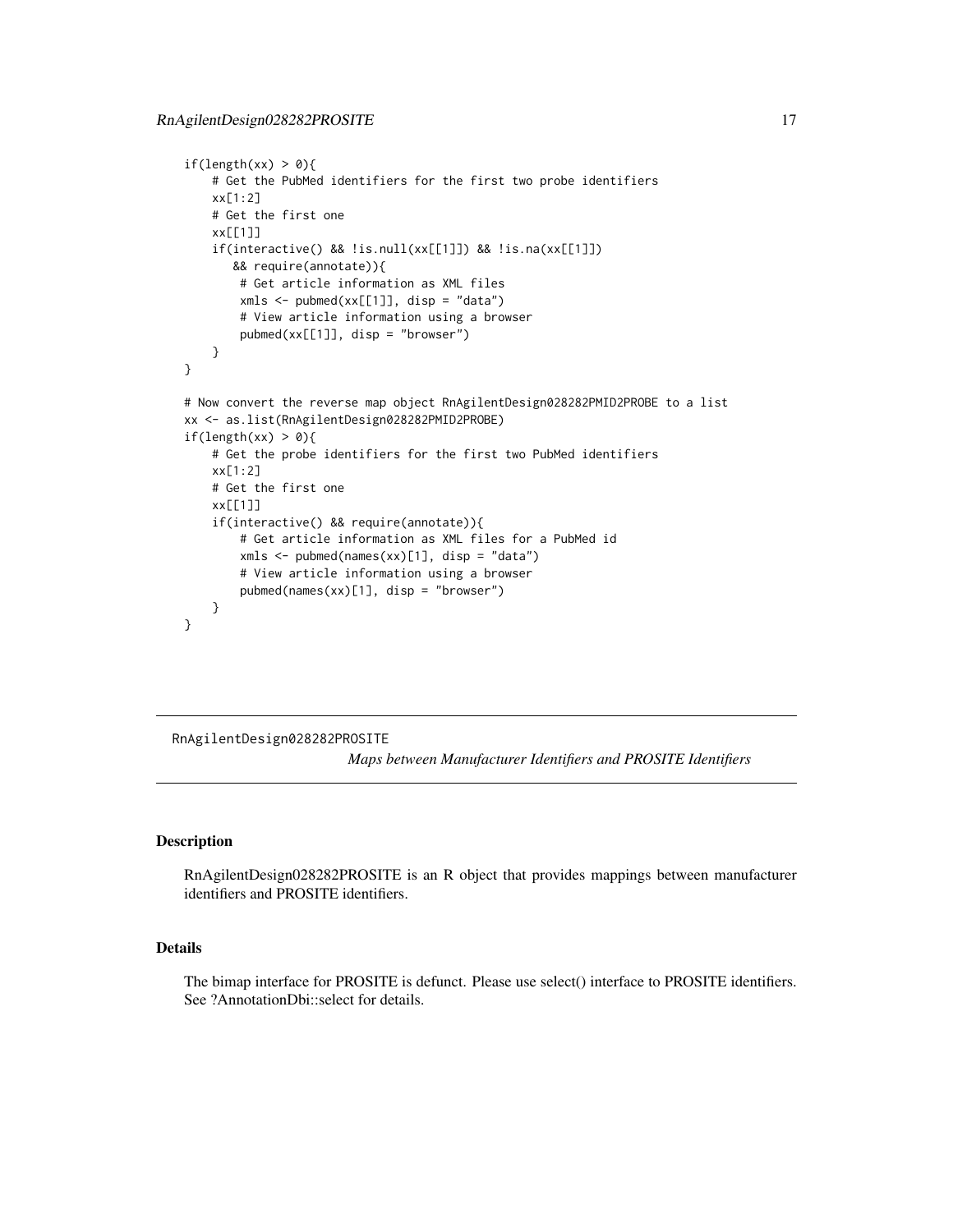```
if(length(xx) > 0){
    # Get the PubMed identifiers for the first two probe identifiers
    xx[1:2]
    # Get the first one
    xx[[1]]
    if(interactive() && !is.null(xx[[1]]) && !is.na(xx[[1]])
       && require(annotate)){
        # Get article information as XML files
        xmls <- pubmed(xx[[1]], disp = "data")
        # View article information using a browser
        pubmed(xx[[1]], disp = "browser")
    }
}

# Now convert the reverse map object RnAgilentDesign028282PMID2PROBE to a list
xx <- as.list(RnAgilentDesign028282PMID2PROBE)
if(length(xx) > 0){
    # Get the probe identifiers for the first two PubMed identifiers
    xx[1:2]
    # Get the first one
    xx[[1]]
    if(interactive() && require(annotate)){
        # Get article information as XML files for a PubMed id
        xmls <- pubmed(names(xx)[1], disp = "data")
        # View article information using a browser
        pubmed(names(xx)[1], disp = "browser")
    }
}
```

---

RnAgilentDesign028282PROSITE

*Maps between Manufacturer Identifiers and PROSITE Identifiers*

---

## Description

RnAgilentDesign028282PROSITE is an R object that provides mappings between manufacturer identifiers and PROSITE identifiers.

## Details

The bimap interface for PROSITE is defunct. Please use select() interface to PROSITE identifiers. See ?AnnotationDbi::select for details.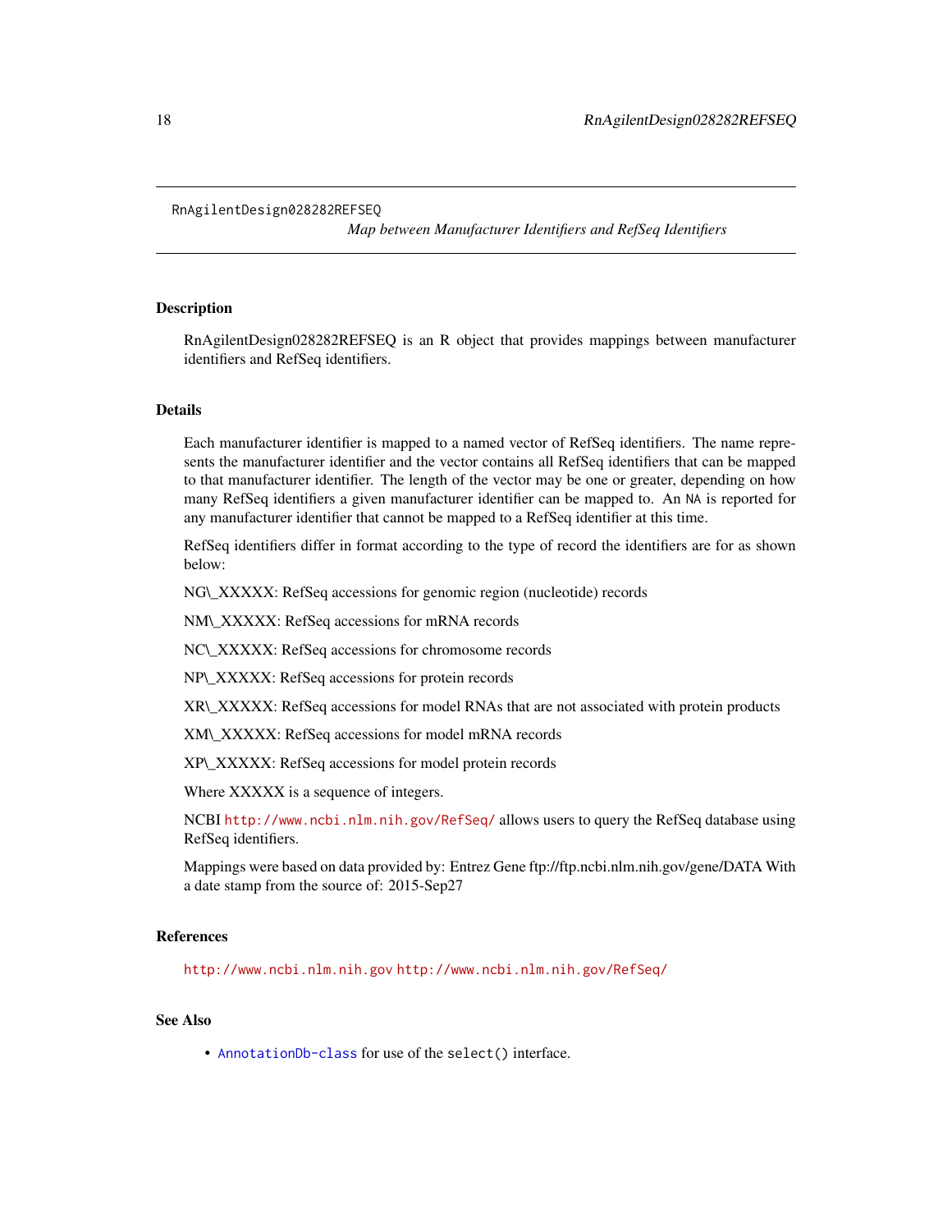RnAgilentDesign028282REFSEQ

*Map between Manufacturer Identifiers and RefSeq Identifiers*

## Description

RnAgilentDesign028282REFSEQ is an R object that provides mappings between manufacturer identifiers and RefSeq identifiers.

## Details

Each manufacturer identifier is mapped to a named vector of RefSeq identifiers. The name represents the manufacturer identifier and the vector contains all RefSeq identifiers that can be mapped to that manufacturer identifier. The length of the vector may be one or greater, depending on how many RefSeq identifiers a given manufacturer identifier can be mapped to. An NA is reported for any manufacturer identifier that cannot be mapped to a RefSeq identifier at this time.

RefSeq identifiers differ in format according to the type of record the identifiers are for as shown below:

NG\_XXXXX: RefSeq accessions for genomic region (nucleotide) records

NM\_XXXXX: RefSeq accessions for mRNA records

NC\_XXXXX: RefSeq accessions for chromosome records

NP\_XXXXX: RefSeq accessions for protein records

XR\_XXXXX: RefSeq accessions for model RNAs that are not associated with protein products

XM\_XXXXX: RefSeq accessions for model mRNA records

XP\_XXXXX: RefSeq accessions for model protein records

Where XXXXX is a sequence of integers.

NCBI http://www.ncbi.nlm.nih.gov/RefSeq/ allows users to query the RefSeq database using RefSeq identifiers.

Mappings were based on data provided by: Entrez Gene ftp://ftp.ncbi.nlm.nih.gov/gene/DATA With a date stamp from the source of: 2015-Sep27

## References

http://www.ncbi.nlm.nih.gov http://www.ncbi.nlm.nih.gov/RefSeq/

## See Also

- AnnotationDb-class for use of the `select()` interface.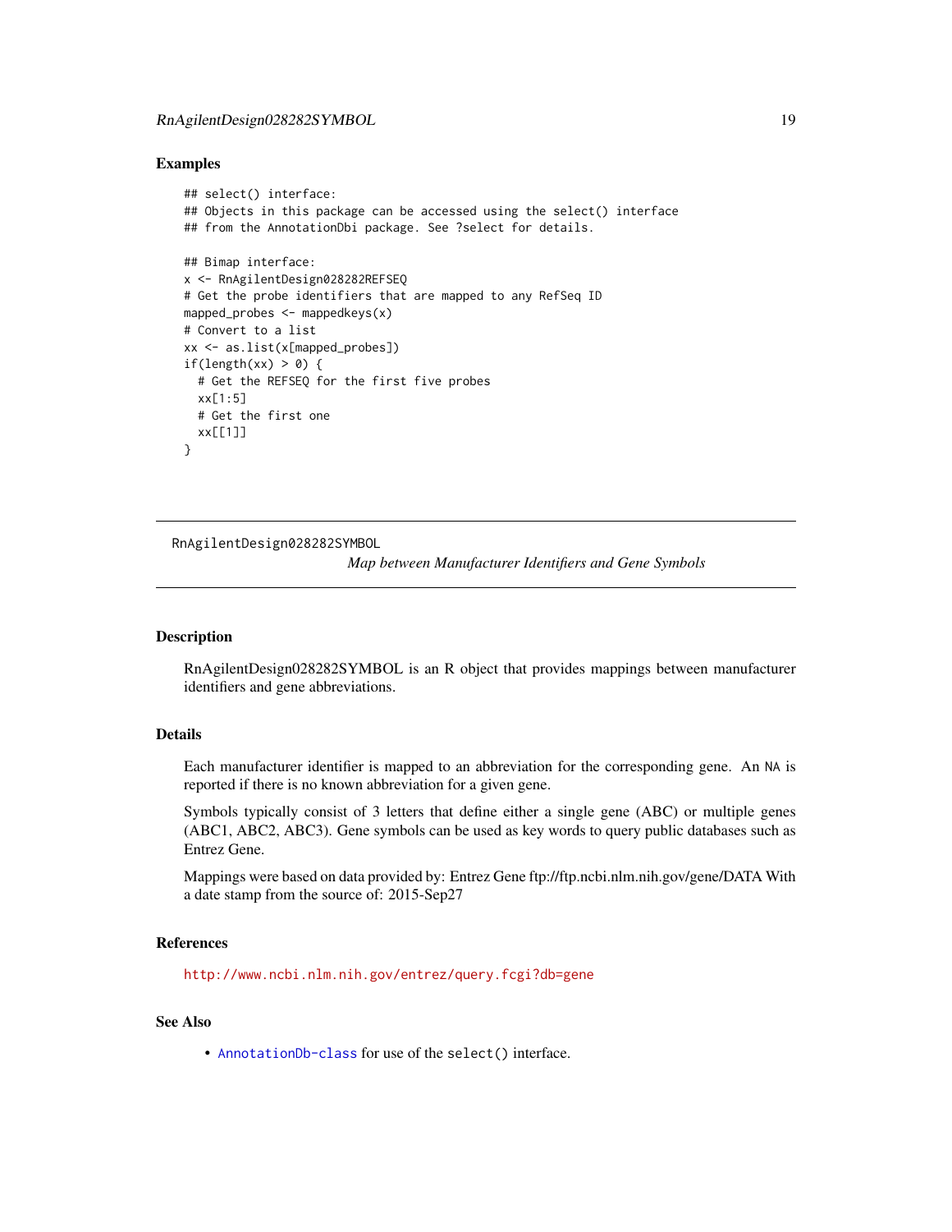## Examples

```
## select() interface:
## Objects in this package can be accessed using the select() interface
## from the AnnotationDbi package. See ?select for details.

## Bimap interface:
x <- RnAgilentDesign028282REFSEQ
# Get the probe identifiers that are mapped to any RefSeq ID
mapped_probes <- mappedkeys(x)
# Convert to a list
xx <- as.list(x[mapped_probes])
if(length(xx) > 0) {
  # Get the REFSEQ for the first five probes
  xx[1:5]
  # Get the first one
  xx[[1]]
}
```

---

RnAgilentDesign028282SYMBOL    *Map between Manufacturer Identifiers and Gene Symbols*

---

## Description

RnAgilentDesign028282SYMBOL is an R object that provides mappings between manufacturer identifiers and gene abbreviations.

## Details

Each manufacturer identifier is mapped to an abbreviation for the corresponding gene. An NA is reported if there is no known abbreviation for a given gene.

Symbols typically consist of 3 letters that define either a single gene (ABC) or multiple genes (ABC1, ABC2, ABC3). Gene symbols can be used as key words to query public databases such as Entrez Gene.

Mappings were based on data provided by: Entrez Gene ftp://ftp.ncbi.nlm.nih.gov/gene/DATA With a date stamp from the source of: 2015-Sep27

## References

http://www.ncbi.nlm.nih.gov/entrez/query.fcgi?db=gene

## See Also

- AnnotationDb-class for use of the `select()` interface.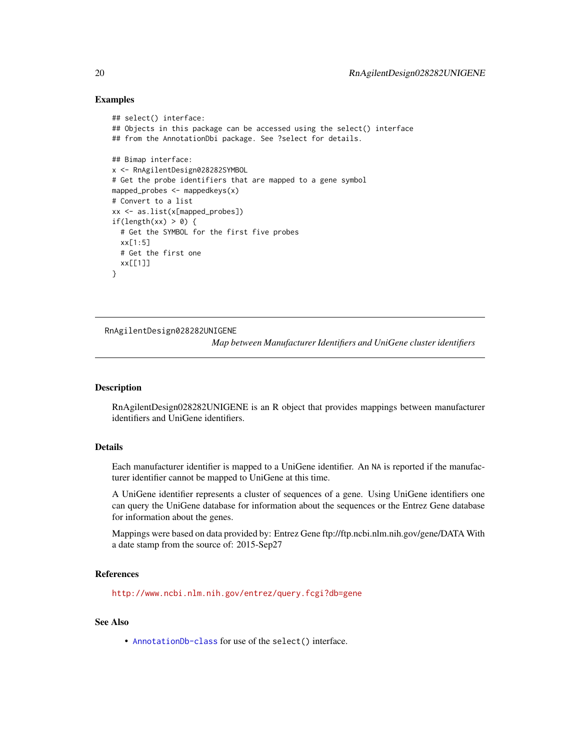### Examples

```
## select() interface:
## Objects in this package can be accessed using the select() interface
## from the AnnotationDbi package. See ?select for details.

## Bimap interface:
x <- RnAgilentDesign028282SYMBOL
# Get the probe identifiers that are mapped to a gene symbol
mapped_probes <- mappedkeys(x)
# Convert to a list
xx <- as.list(x[mapped_probes])
if(length(xx) > 0) {
  # Get the SYMBOL for the first five probes
  xx[1:5]
  # Get the first one
  xx[[1]]
}
```

---

RnAgilentDesign028282UNIGENE

*Map between Manufacturer Identifiers and UniGene cluster identifiers*

---

### Description

RnAgilentDesign028282UNIGENE is an R object that provides mappings between manufacturer identifiers and UniGene identifiers.

### Details

Each manufacturer identifier is mapped to a UniGene identifier. An NA is reported if the manufacturer identifier cannot be mapped to UniGene at this time.

A UniGene identifier represents a cluster of sequences of a gene. Using UniGene identifiers one can query the UniGene database for information about the sequences or the Entrez Gene database for information about the genes.

Mappings were based on data provided by: Entrez Gene ftp://ftp.ncbi.nlm.nih.gov/gene/DATA With a date stamp from the source of: 2015-Sep27

### References

http://www.ncbi.nlm.nih.gov/entrez/query.fcgi?db=gene

### See Also

- AnnotationDb-class for use of the select() interface.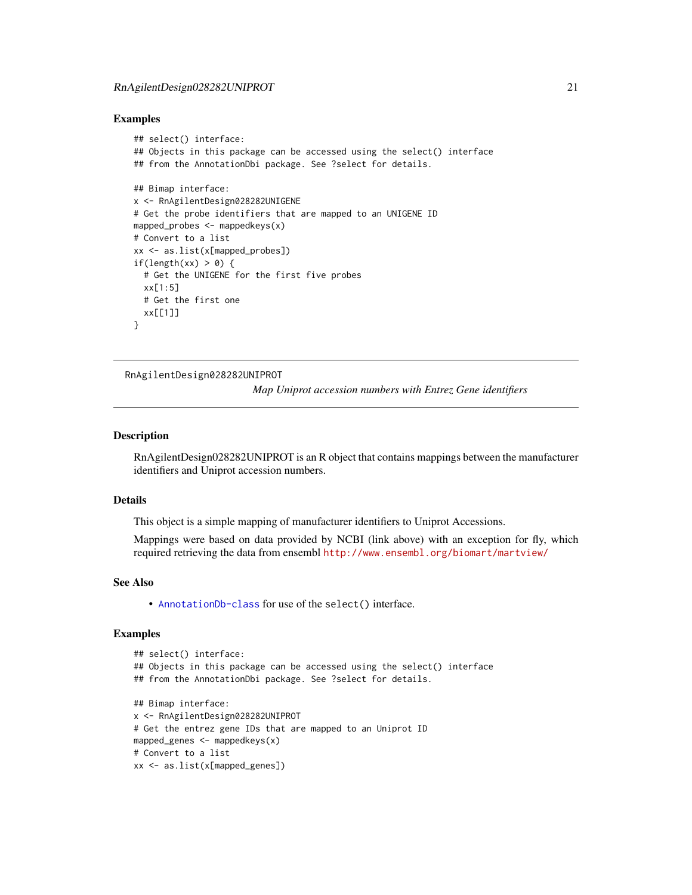## Examples

```
## select() interface:
## Objects in this package can be accessed using the select() interface
## from the AnnotationDbi package. See ?select for details.

## Bimap interface:
x <- RnAgilentDesign028282UNIGENE
# Get the probe identifiers that are mapped to an UNIGENE ID
mapped_probes <- mappedkeys(x)
# Convert to a list
xx <- as.list(x[mapped_probes])
if(length(xx) > 0) {
  # Get the UNIGENE for the first five probes
  xx[1:5]
  # Get the first one
  xx[[1]]
}
```

---

RnAgilentDesign028282UNIPROT

*Map Uniprot accession numbers with Entrez Gene identifiers*

---

## Description

RnAgilentDesign028282UNIPROT is an R object that contains mappings between the manufacturer identifiers and Uniprot accession numbers.

## Details

This object is a simple mapping of manufacturer identifiers to Uniprot Accessions.

Mappings were based on data provided by NCBI (link above) with an exception for fly, which required retrieving the data from ensembl http://www.ensembl.org/biomart/martview/

## See Also

- AnnotationDb-class for use of the `select()` interface.

## Examples

```
## select() interface:
## Objects in this package can be accessed using the select() interface
## from the AnnotationDbi package. See ?select for details.

## Bimap interface:
x <- RnAgilentDesign028282UNIPROT
# Get the entrez gene IDs that are mapped to an Uniprot ID
mapped_genes <- mappedkeys(x)
# Convert to a list
xx <- as.list(x[mapped_genes])
```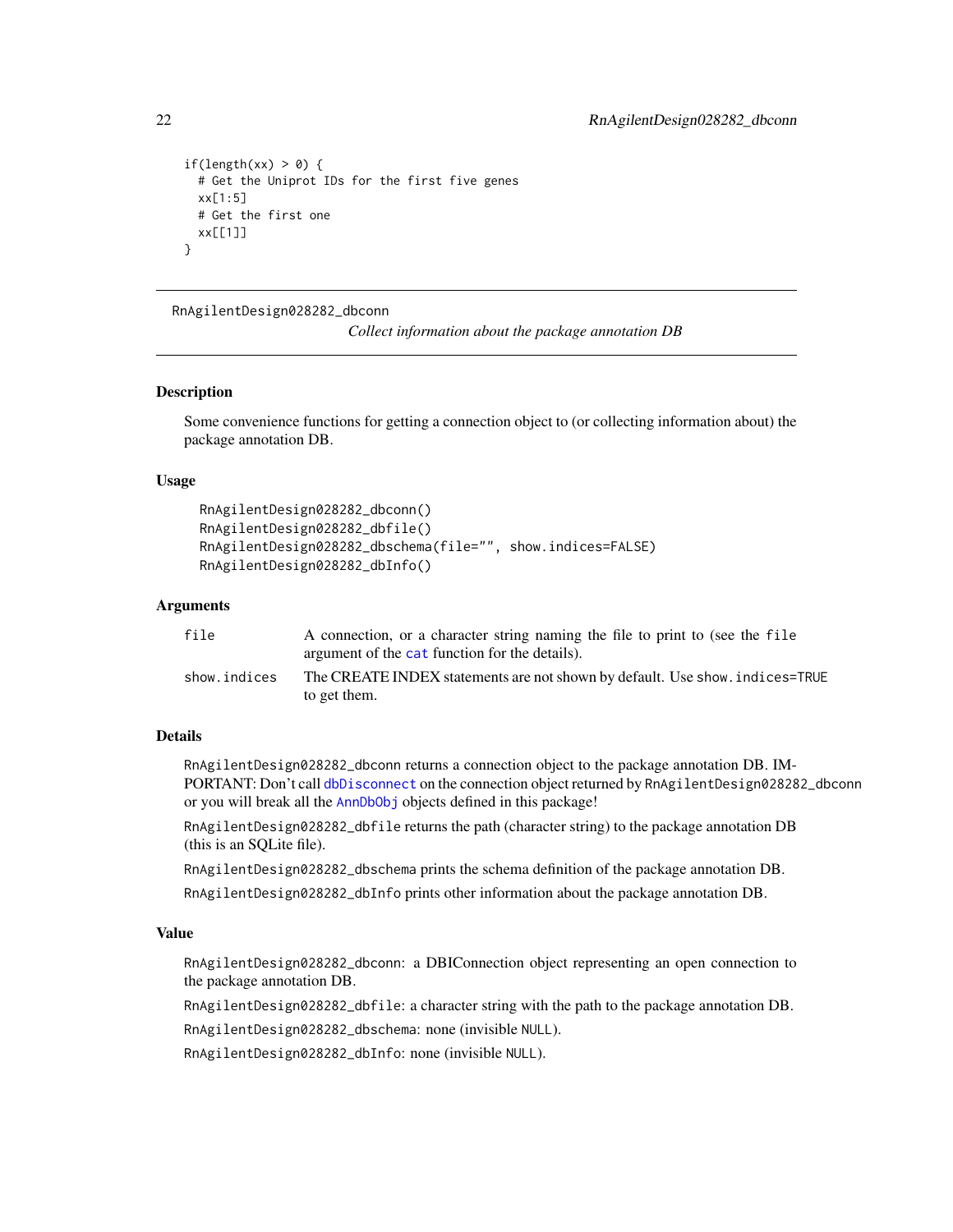```
if(length(xx) > 0) {
  # Get the Uniprot IDs for the first five genes
  xx[1:5]
  # Get the first one
  xx[[1]]
}
```

---

RnAgilentDesign028282_dbconn        *Collect information about the package annotation DB*

---

### Description

Some convenience functions for getting a connection object to (or collecting information about) the package annotation DB.

### Usage

```
RnAgilentDesign028282_dbconn()
RnAgilentDesign028282_dbfile()
RnAgilentDesign028282_dbschema(file="", show.indices=FALSE)
RnAgilentDesign028282_dbInfo()
```

### Arguments

| | |
|---|---|
| file | A connection, or a character string naming the file to print to (see the file argument of the cat function for the details). |
| show.indices | The CREATE INDEX statements are not shown by default. Use show.indices=TRUE to get them. |

### Details

RnAgilentDesign028282_dbconn returns a connection object to the package annotation DB. IMPORTANT: Don't call dbDisconnect on the connection object returned by RnAgilentDesign028282_dbconn or you will break all the AnnDbObj objects defined in this package!

RnAgilentDesign028282_dbfile returns the path (character string) to the package annotation DB (this is an SQLite file).

RnAgilentDesign028282_dbschema prints the schema definition of the package annotation DB.

RnAgilentDesign028282_dbInfo prints other information about the package annotation DB.

### Value

RnAgilentDesign028282_dbconn: a DBIConnection object representing an open connection to the package annotation DB.

RnAgilentDesign028282_dbfile: a character string with the path to the package annotation DB.

RnAgilentDesign028282_dbschema: none (invisible NULL).

RnAgilentDesign028282_dbInfo: none (invisible NULL).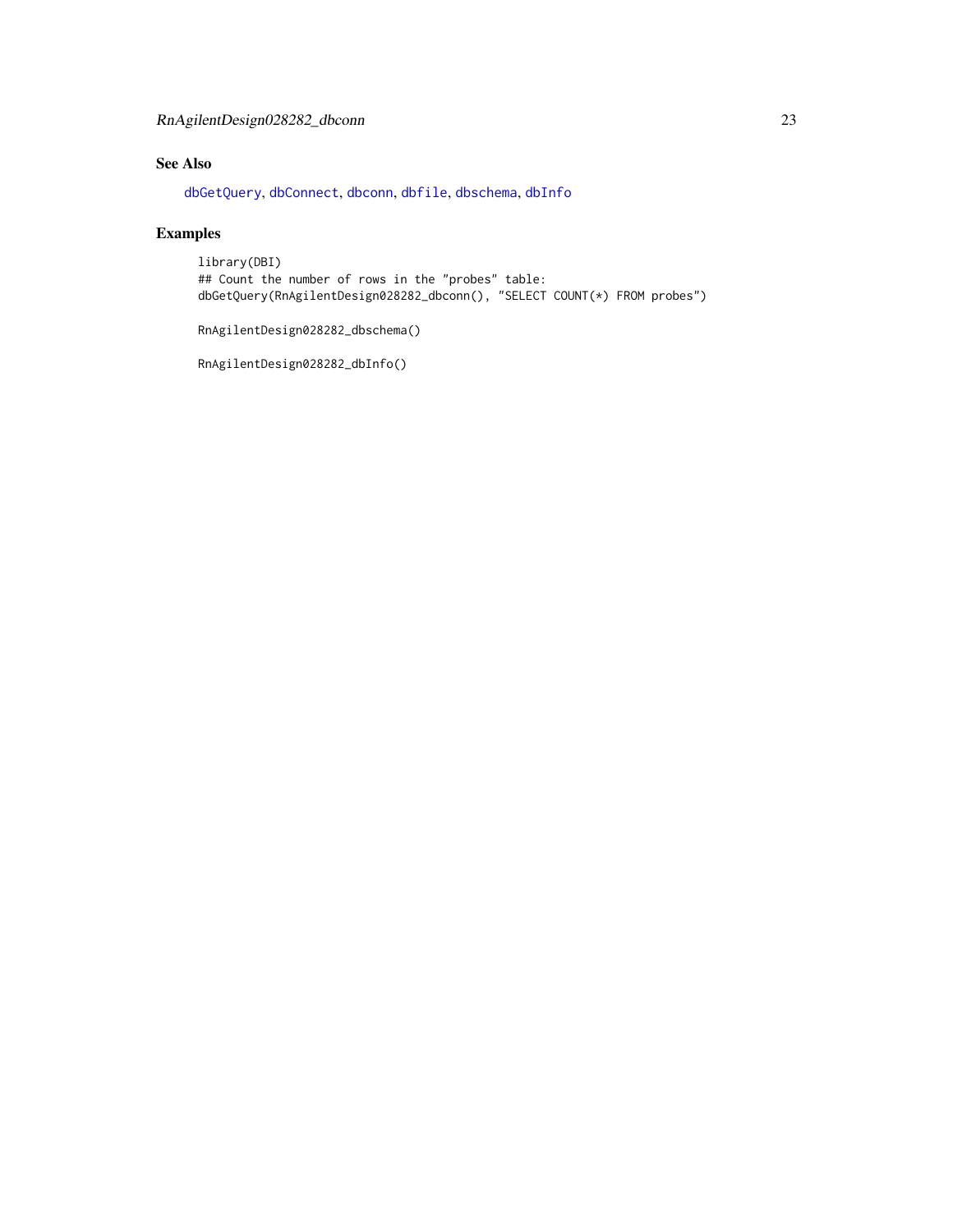## See Also

dbGetQuery, dbConnect, dbconn, dbfile, dbschema, dbInfo

## Examples

```
library(DBI)
## Count the number of rows in the "probes" table:
dbGetQuery(RnAgilentDesign028282_dbconn(), "SELECT COUNT(*) FROM probes")

RnAgilentDesign028282_dbschema()

RnAgilentDesign028282_dbInfo()
```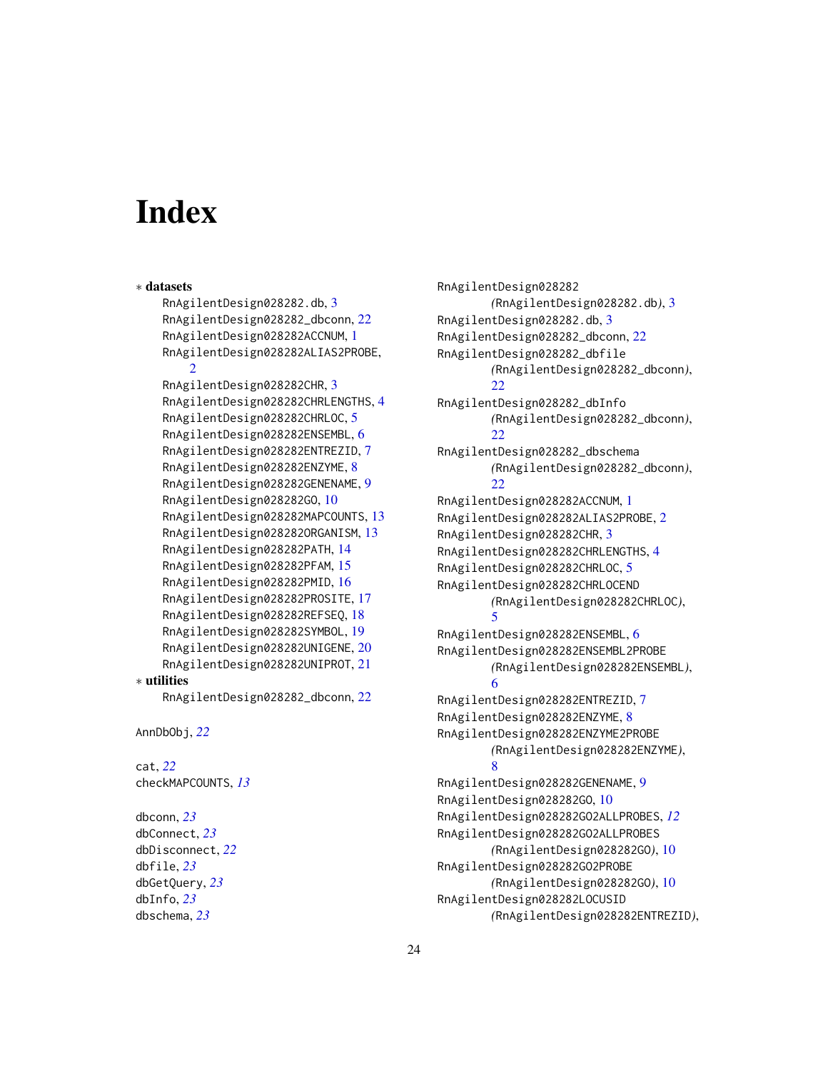# Index

∗ **datasets**

RnAgilentDesign028282.db, 3
RnAgilentDesign028282_dbconn, 22
RnAgilentDesign028282ACCNUM, 1
RnAgilentDesign028282ALIAS2PROBE, 2
RnAgilentDesign028282CHR, 3
RnAgilentDesign028282CHRLENGTHS, 4
RnAgilentDesign028282CHRLOC, 5
RnAgilentDesign028282ENSEMBL, 6
RnAgilentDesign028282ENTREZID, 7
RnAgilentDesign028282ENZYME, 8
RnAgilentDesign028282GENENAME, 9
RnAgilentDesign028282GO, 10
RnAgilentDesign028282MAPCOUNTS, 13
RnAgilentDesign028282ORGANISM, 13
RnAgilentDesign028282PATH, 14
RnAgilentDesign028282PFAM, 15
RnAgilentDesign028282PMID, 16
RnAgilentDesign028282PROSITE, 17
RnAgilentDesign028282REFSEQ, 18
RnAgilentDesign028282SYMBOL, 19
RnAgilentDesign028282UNIGENE, 20
RnAgilentDesign028282UNIPROT, 21

∗ **utilities**

RnAgilentDesign028282_dbconn, 22

AnnDbObj, *22*

cat, *22*
checkMAPCOUNTS, *13*

dbconn, *23*
dbConnect, *23*
dbDisconnect, *22*
dbfile, *23*
dbGetQuery, *23*
dbInfo, *23*
dbschema, *23*

RnAgilentDesign028282 *(*RnAgilentDesign028282.db*)*, 3
RnAgilentDesign028282.db, 3
RnAgilentDesign028282_dbconn, 22
RnAgilentDesign028282_dbfile *(*RnAgilentDesign028282_dbconn*)*, 22
RnAgilentDesign028282_dbInfo *(*RnAgilentDesign028282_dbconn*)*, 22
RnAgilentDesign028282_dbschema *(*RnAgilentDesign028282_dbconn*)*, 22
RnAgilentDesign028282ACCNUM, 1
RnAgilentDesign028282ALIAS2PROBE, 2
RnAgilentDesign028282CHR, 3
RnAgilentDesign028282CHRLENGTHS, 4
RnAgilentDesign028282CHRLOC, 5
RnAgilentDesign028282CHRLOCEND *(*RnAgilentDesign028282CHRLOC*)*, 5
RnAgilentDesign028282ENSEMBL, 6
RnAgilentDesign028282ENSEMBL2PROBE *(*RnAgilentDesign028282ENSEMBL*)*, 6
RnAgilentDesign028282ENTREZID, 7
RnAgilentDesign028282ENZYME, 8
RnAgilentDesign028282ENZYME2PROBE *(*RnAgilentDesign028282ENZYME*)*, 8
RnAgilentDesign028282GENENAME, 9
RnAgilentDesign028282GO, 10
RnAgilentDesign028282GO2ALLPROBES, *12*
RnAgilentDesign028282GO2ALLPROBES *(*RnAgilentDesign028282GO*)*, 10
RnAgilentDesign028282GO2PROBE *(*RnAgilentDesign028282GO*)*, 10
RnAgilentDesign028282LOCUSID *(*RnAgilentDesign028282ENTREZID*)*,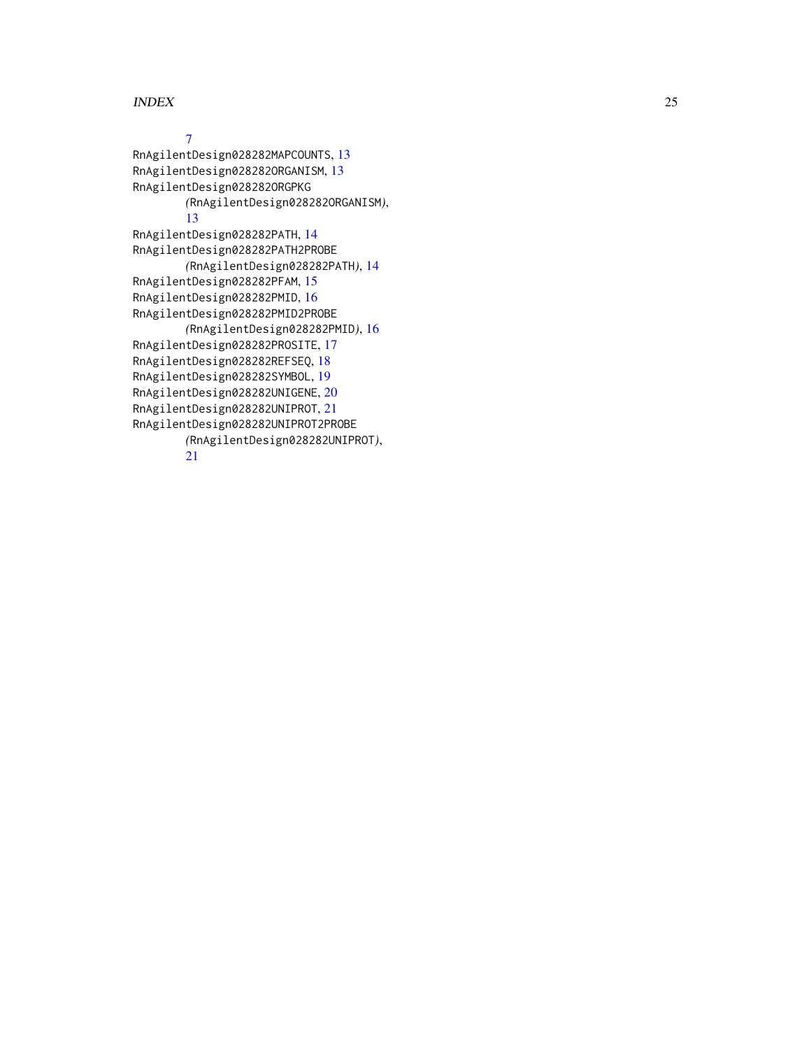7

RnAgilentDesign028282MAPCOUNTS, 13
RnAgilentDesign028282ORGANISM, 13
RnAgilentDesign028282ORGPKG
  *(*RnAgilentDesign028282ORGANISM*)*, 13
RnAgilentDesign028282PATH, 14
RnAgilentDesign028282PATH2PROBE
  *(*RnAgilentDesign028282PATH*)*, 14
RnAgilentDesign028282PFAM, 15
RnAgilentDesign028282PMID, 16
RnAgilentDesign028282PMID2PROBE
  *(*RnAgilentDesign028282PMID*)*, 16
RnAgilentDesign028282PROSITE, 17
RnAgilentDesign028282REFSEQ, 18
RnAgilentDesign028282SYMBOL, 19
RnAgilentDesign028282UNIGENE, 20
RnAgilentDesign028282UNIPROT, 21
RnAgilentDesign028282UNIPROT2PROBE
  *(*RnAgilentDesign028282UNIPROT*)*, 21